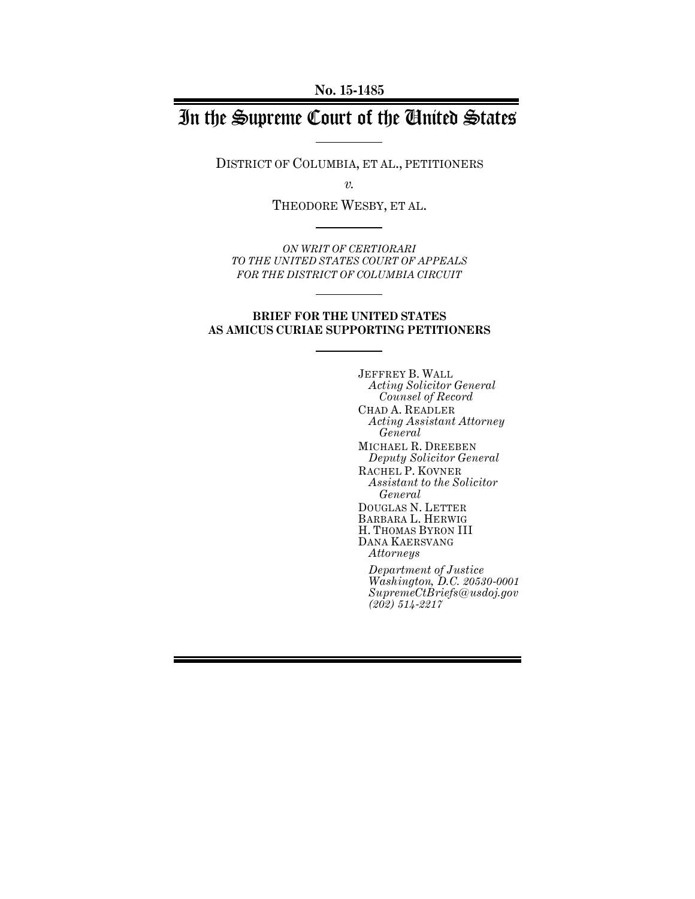**No. 15-1485**

# In the Supreme Court of the United States

DISTRICT OF COLUMBIA, ET AL., PETITIONERS

*v.*

THEODORE WESBY, ET AL.

*ON WRIT OF CERTIORARI TO THE UNITED STATES COURT OF APPEALS FOR THE DISTRICT OF COLUMBIA CIRCUIT*

**BRIEF FOR THE UNITED STATES AS AMICUS CURIAE SUPPORTING PETITIONERS**

JEFFREY B. WALL
*Acting Solicitor General*
*Counsel of Record*
CHAD A. READLER
*Acting Assistant Attorney General*
MICHAEL R. DREEBEN
*Deputy Solicitor General*
RACHEL P. KOVNER
*Assistant to the Solicitor General*
DOUGLAS N. LETTER
BARBARA L. HERWIG
H. THOMAS BYRON III
DANA KAERSVANG
*Attorneys*

*Department of Justice*
*Washington, D.C. 20530-0001*
*SupremeCtBriefs@usdoj.gov*
*(202) 514-2217*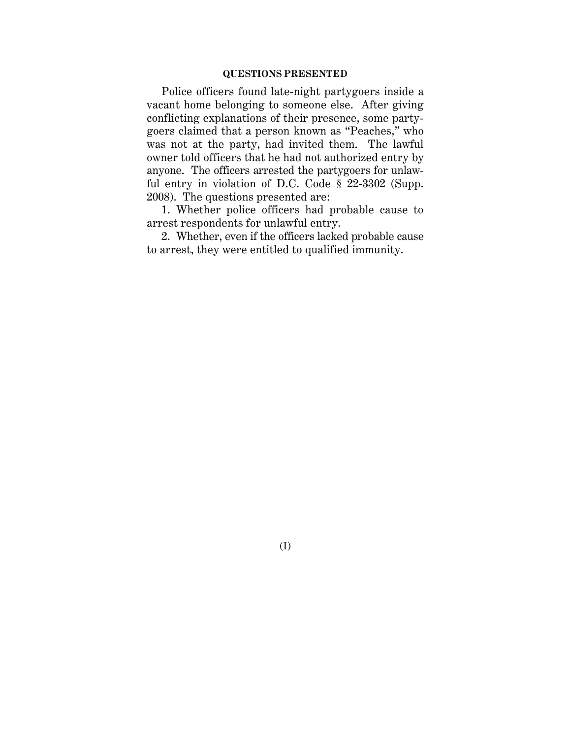## QUESTIONS PRESENTED

Police officers found late-night partygoers inside a vacant home belonging to someone else. After giving conflicting explanations of their presence, some partygoers claimed that a person known as "Peaches," who was not at the party, had invited them. The lawful owner told officers that he had not authorized entry by anyone. The officers arrested the partygoers for unlawful entry in violation of D.C. Code § 22-3302 (Supp. 2008). The questions presented are:

1. Whether police officers had probable cause to arrest respondents for unlawful entry.

2. Whether, even if the officers lacked probable cause to arrest, they were entitled to qualified immunity.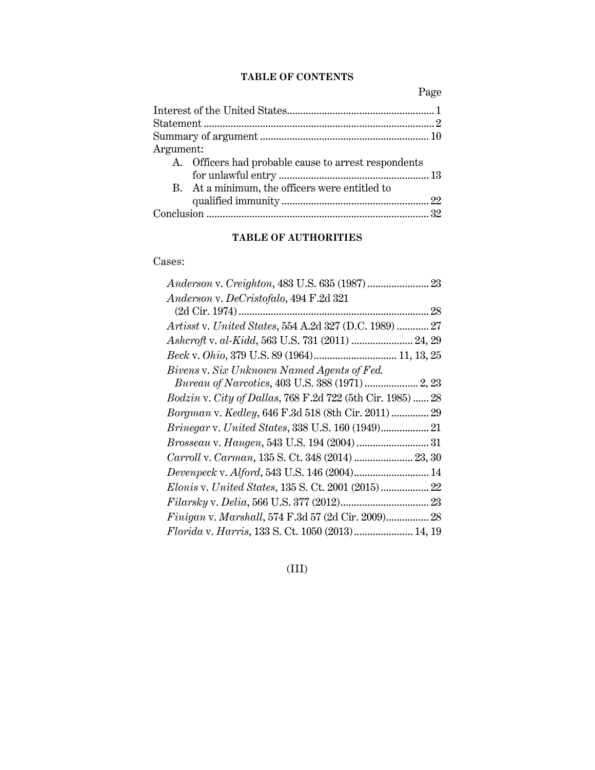## TABLE OF CONTENTS

| | Page |
|---|---|
| Interest of the United States | 1 |
| Statement | 2 |
| Summary of argument | 10 |
| Argument: | |
| A. Officers had probable cause to arrest respondents for unlawful entry | 13 |
| B. At a minimum, the officers were entitled to qualified immunity | 22 |
| Conclusion | 32 |

## TABLE OF AUTHORITIES

Cases:

| | |
|---|---|
| *Anderson* v. *Creighton*, 483 U.S. 635 (1987) | 23 |
| *Anderson* v. *DeCristofalo*, 494 F.2d 321 (2d Cir. 1974) | 28 |
| *Artisst* v. *United States*, 554 A.2d 327 (D.C. 1989) | 27 |
| *Ashcroft* v. *al-Kidd*, 563 U.S. 731 (2011) | 24, 29 |
| *Beck* v. *Ohio*, 379 U.S. 89 (1964) | 11, 13, 25 |
| *Bivens* v. *Six Unknown Named Agents of Fed. Bureau of Narcotics*, 403 U.S. 388 (1971) | 2, 23 |
| *Bodzin* v. *City of Dallas*, 768 F.2d 722 (5th Cir. 1985) | 28 |
| *Borgman* v. *Kedley*, 646 F.3d 518 (8th Cir. 2011) | 29 |
| *Brinegar* v. *United States*, 338 U.S. 160 (1949) | 21 |
| *Brosseau* v. *Haugen*, 543 U.S. 194 (2004) | 31 |
| *Carroll* v. *Carman*, 135 S. Ct. 348 (2014) | 23, 30 |
| *Devenpeck* v. *Alford*, 543 U.S. 146 (2004) | 14 |
| *Elonis* v. *United States*, 135 S. Ct. 2001 (2015) | 22 |
| *Filarsky* v. *Delia*, 566 U.S. 377 (2012) | 23 |
| *Finigan* v. *Marshall*, 574 F.3d 57 (2d Cir. 2009) | 28 |
| *Florida* v. *Harris*, 133 S. Ct. 1050 (2013) | 14, 19 |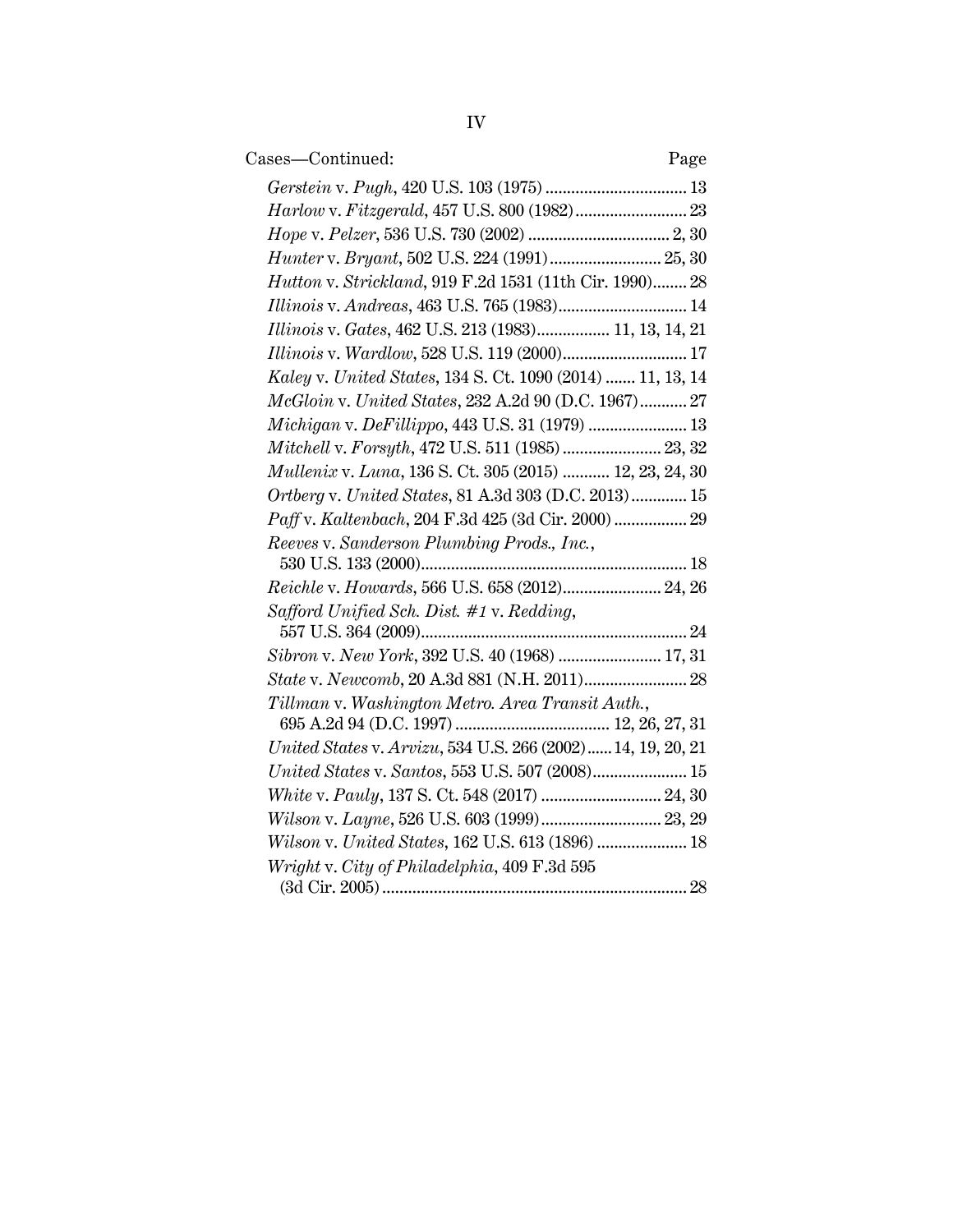Cases—Continued: Page

*Gerstein* v. *Pugh*, 420 U.S. 103 (1975) ................................. 13

*Harlow* v. *Fitzgerald*, 457 U.S. 800 (1982).......................... 23

*Hope* v. *Pelzer*, 536 U.S. 730 (2002) ................................. 2, 30

*Hunter* v. *Bryant*, 502 U.S. 224 (1991).......................... 25, 30

*Hutton* v. *Strickland*, 919 F.2d 1531 (11th Cir. 1990)........ 28

*Illinois* v. *Andreas*, 463 U.S. 765 (1983).............................. 14

*Illinois* v. *Gates*, 462 U.S. 213 (1983)................. 11, 13, 14, 21

*Illinois* v. *Wardlow*, 528 U.S. 119 (2000)............................. 17

*Kaley* v. *United States*, 134 S. Ct. 1090 (2014) ....... 11, 13, 14

*McGloin* v. *United States*, 232 A.2d 90 (D.C. 1967)........... 27

*Michigan* v. *DeFillippo*, 443 U.S. 31 (1979) ....................... 13

*Mitchell* v. *Forsyth*, 472 U.S. 511 (1985) ....................... 23, 32

*Mullenix* v. *Luna*, 136 S. Ct. 305 (2015) ........... 12, 23, 24, 30

*Ortberg* v. *United States*, 81 A.3d 303 (D.C. 2013)............. 15

*Paff* v. *Kaltenbach*, 204 F.3d 425 (3d Cir. 2000) ................. 29

*Reeves* v. *Sanderson Plumbing Prods., Inc.*, 530 U.S. 133 (2000)............................................................. 18

*Reichle* v. *Howards*, 566 U.S. 658 (2012)....................... 24, 26

*Safford Unified Sch. Dist. #1* v. *Redding*, 557 U.S. 364 (2009)............................................................. 24

*Sibron* v. *New York*, 392 U.S. 40 (1968) ........................ 17, 31

*State* v. *Newcomb*, 20 A.3d 881 (N.H. 2011)........................ 28

*Tillman* v. *Washington Metro. Area Transit Auth.*, 695 A.2d 94 (D.C. 1997) .................................... 12, 26, 27, 31

*United States* v. *Arvizu*, 534 U.S. 266 (2002)...... 14, 19, 20, 21

*United States* v. *Santos*, 553 U.S. 507 (2008)...................... 15

*White* v. *Pauly*, 137 S. Ct. 548 (2017) ............................ 24, 30

*Wilson* v. *Layne*, 526 U.S. 603 (1999)............................ 23, 29

*Wilson* v. *United States*, 162 U.S. 613 (1896) ..................... 18

*Wright* v. *City of Philadelphia*, 409 F.3d 595 (3d Cir. 2005)...................................................................... 28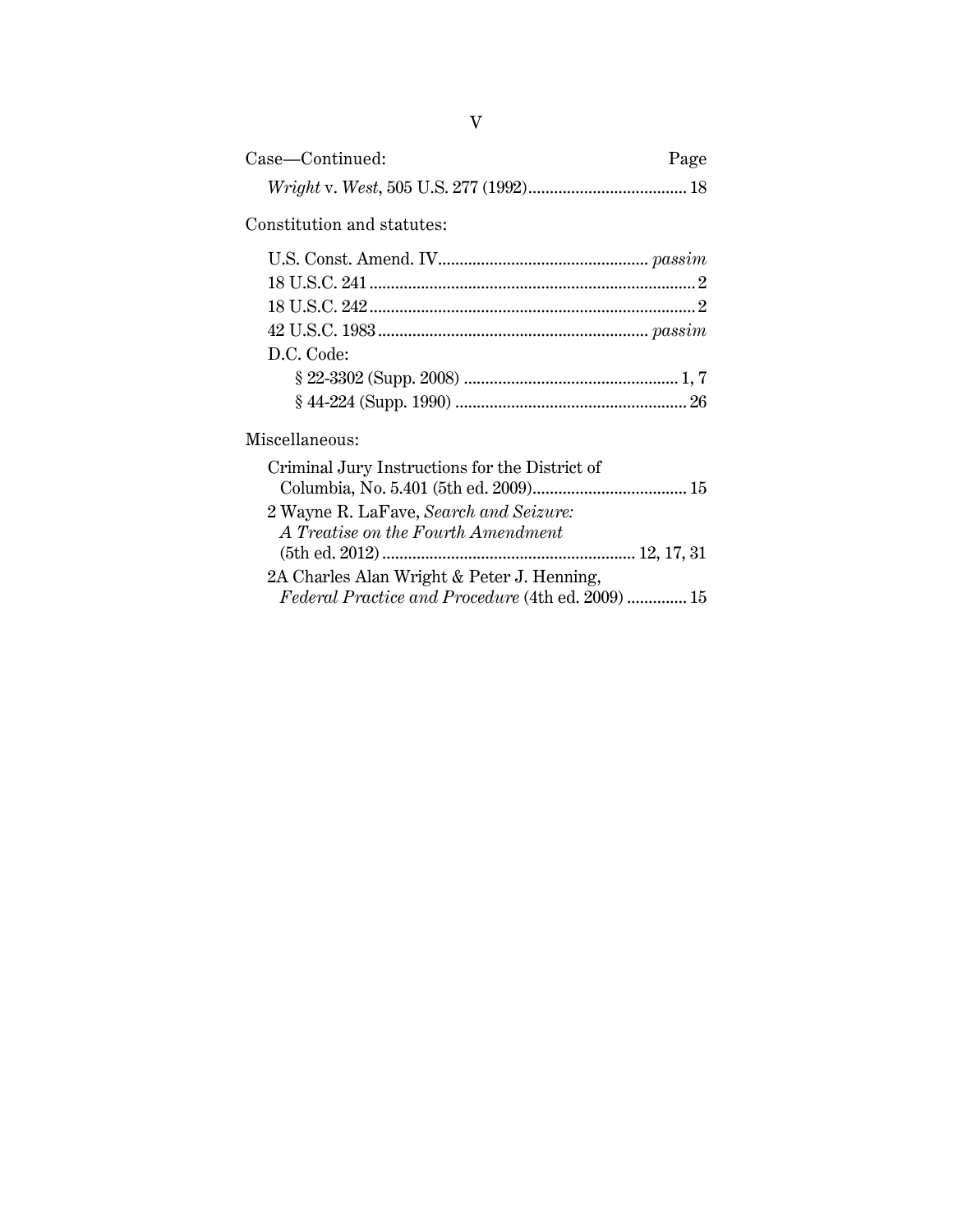| Case—Continued: | Page |
| --- | --- |
| *Wright* v. *West*, 505 U.S. 277 (1992) | 18 |

Constitution and statutes:

| | |
| --- | --- |
| U.S. Const. Amend. IV | *passim* |
| 18 U.S.C. 241 | 2 |
| 18 U.S.C. 242 | 2 |
| 42 U.S.C. 1983 | *passim* |
| D.C. Code: | |
| § 22-3302 (Supp. 2008) | 1, 7 |
| § 44-224 (Supp. 1990) | 26 |

Miscellaneous:

| | |
| --- | --- |
| Criminal Jury Instructions for the District of Columbia, No. 5.401 (5th ed. 2009) | 15 |
| 2 Wayne R. LaFave, *Search and Seizure: A Treatise on the Fourth Amendment* (5th ed. 2012) | 12, 17, 31 |
| 2A Charles Alan Wright & Peter J. Henning, *Federal Practice and Procedure* (4th ed. 2009) | 15 |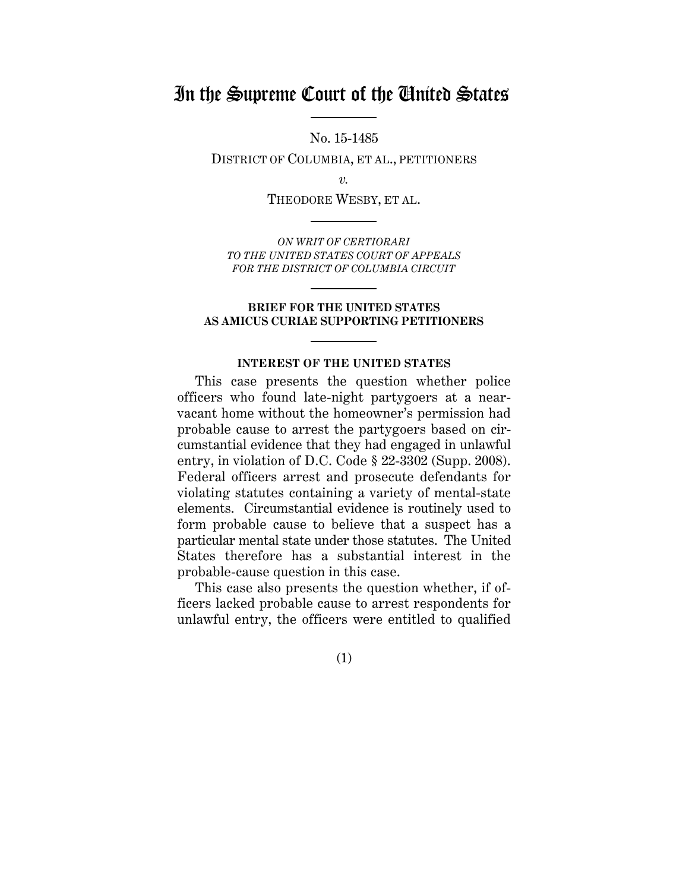# In the Supreme Court of the United States

No. 15-1485

DISTRICT OF COLUMBIA, ET AL., PETITIONERS

*v.*

THEODORE WESBY, ET AL.

*ON WRIT OF CERTIORARI TO THE UNITED STATES COURT OF APPEALS FOR THE DISTRICT OF COLUMBIA CIRCUIT*

**BRIEF FOR THE UNITED STATES AS AMICUS CURIAE SUPPORTING PETITIONERS**

## INTEREST OF THE UNITED STATES

This case presents the question whether police officers who found late-night partygoers at a near-vacant home without the homeowner's permission had probable cause to arrest the partygoers based on circumstantial evidence that they had engaged in unlawful entry, in violation of D.C. Code § 22-3302 (Supp. 2008). Federal officers arrest and prosecute defendants for violating statutes containing a variety of mental-state elements. Circumstantial evidence is routinely used to form probable cause to believe that a suspect has a particular mental state under those statutes. The United States therefore has a substantial interest in the probable-cause question in this case.

This case also presents the question whether, if officers lacked probable cause to arrest respondents for unlawful entry, the officers were entitled to qualified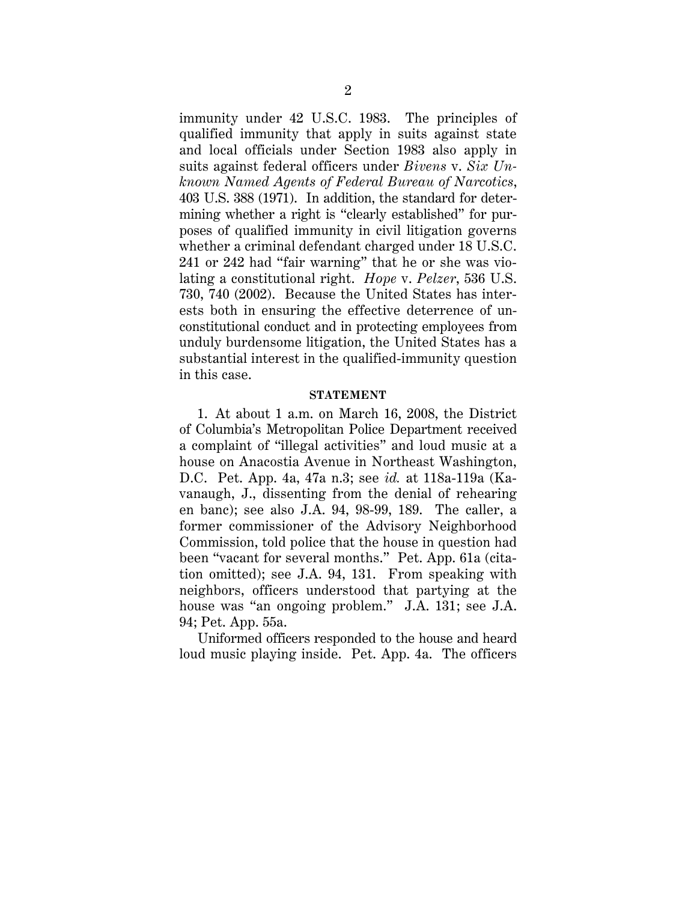immunity under 42 U.S.C. 1983. The principles of qualified immunity that apply in suits against state and local officials under Section 1983 also apply in suits against federal officers under *Bivens* v. *Six Unknown Named Agents of Federal Bureau of Narcotics*, 403 U.S. 388 (1971). In addition, the standard for determining whether a right is "clearly established" for purposes of qualified immunity in civil litigation governs whether a criminal defendant charged under 18 U.S.C. 241 or 242 had "fair warning" that he or she was violating a constitutional right. *Hope* v. *Pelzer*, 536 U.S. 730, 740 (2002). Because the United States has interests both in ensuring the effective deterrence of unconstitutional conduct and in protecting employees from unduly burdensome litigation, the United States has a substantial interest in the qualified-immunity question in this case.

**STATEMENT**

1. At about 1 a.m. on March 16, 2008, the District of Columbia's Metropolitan Police Department received a complaint of "illegal activities" and loud music at a house on Anacostia Avenue in Northeast Washington, D.C. Pet. App. 4a, 47a n.3; see *id.* at 118a-119a (Kavanaugh, J., dissenting from the denial of rehearing en banc); see also J.A. 94, 98-99, 189. The caller, a former commissioner of the Advisory Neighborhood Commission, told police that the house in question had been "vacant for several months." Pet. App. 61a (citation omitted); see J.A. 94, 131. From speaking with neighbors, officers understood that partying at the house was "an ongoing problem." J.A. 131; see J.A. 94; Pet. App. 55a.

Uniformed officers responded to the house and heard loud music playing inside. Pet. App. 4a. The officers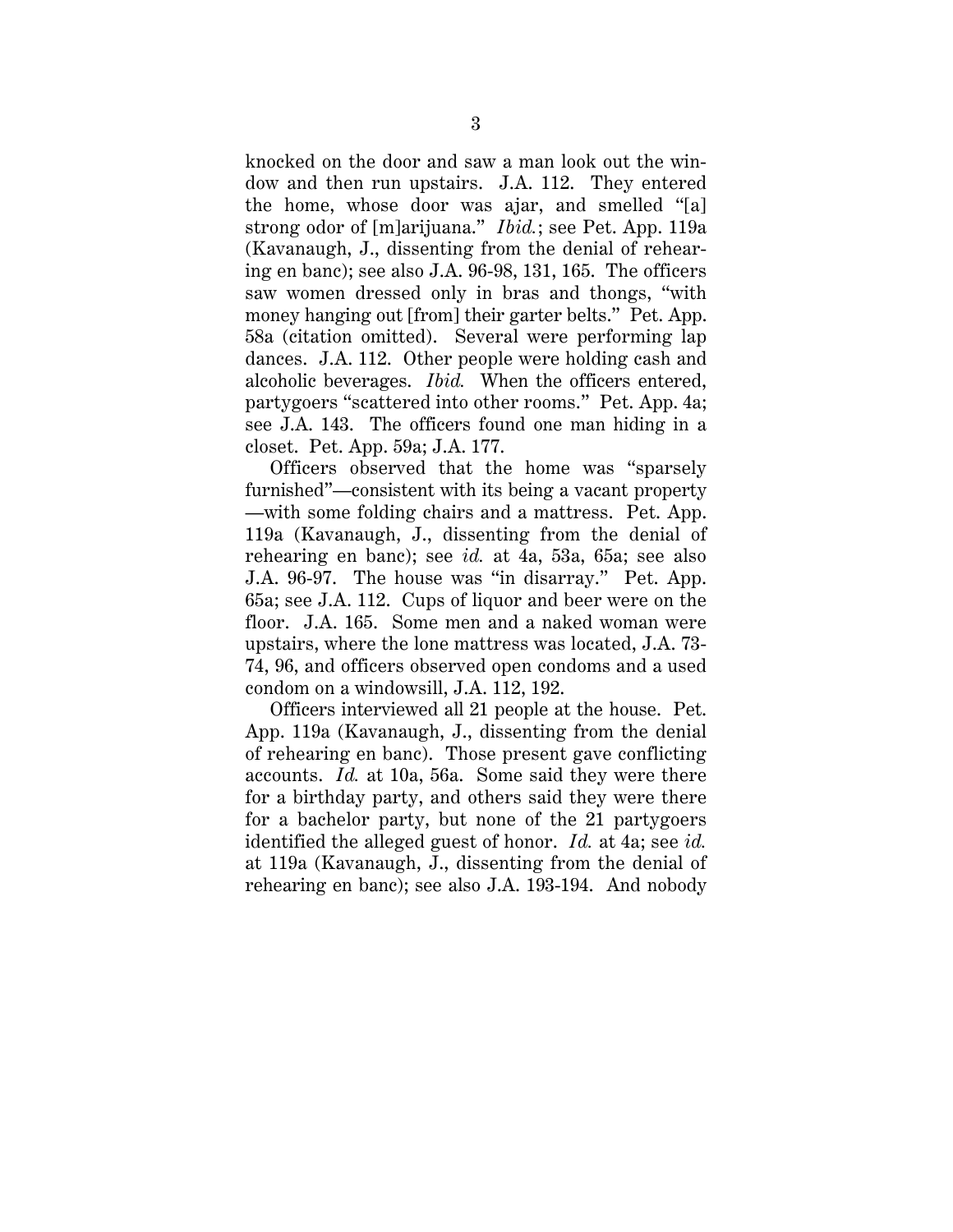knocked on the door and saw a man look out the window and then run upstairs. J.A. 112. They entered the home, whose door was ajar, and smelled "[a] strong odor of [m]arijuana." *Ibid.*; see Pet. App. 119a (Kavanaugh, J., dissenting from the denial of rehearing en banc); see also J.A. 96-98, 131, 165. The officers saw women dressed only in bras and thongs, "with money hanging out [from] their garter belts." Pet. App. 58a (citation omitted). Several were performing lap dances. J.A. 112. Other people were holding cash and alcoholic beverages. *Ibid.* When the officers entered, partygoers "scattered into other rooms." Pet. App. 4a; see J.A. 143. The officers found one man hiding in a closet. Pet. App. 59a; J.A. 177.

Officers observed that the home was "sparsely furnished"—consistent with its being a vacant property—with some folding chairs and a mattress. Pet. App. 119a (Kavanaugh, J., dissenting from the denial of rehearing en banc); see *id.* at 4a, 53a, 65a; see also J.A. 96-97. The house was "in disarray." Pet. App. 65a; see J.A. 112. Cups of liquor and beer were on the floor. J.A. 165. Some men and a naked woman were upstairs, where the lone mattress was located, J.A. 73-74, 96, and officers observed open condoms and a used condom on a windowsill, J.A. 112, 192.

Officers interviewed all 21 people at the house. Pet. App. 119a (Kavanaugh, J., dissenting from the denial of rehearing en banc). Those present gave conflicting accounts. *Id.* at 10a, 56a. Some said they were there for a birthday party, and others said they were there for a bachelor party, but none of the 21 partygoers identified the alleged guest of honor. *Id.* at 4a; see *id.* at 119a (Kavanaugh, J., dissenting from the denial of rehearing en banc); see also J.A. 193-194. And nobody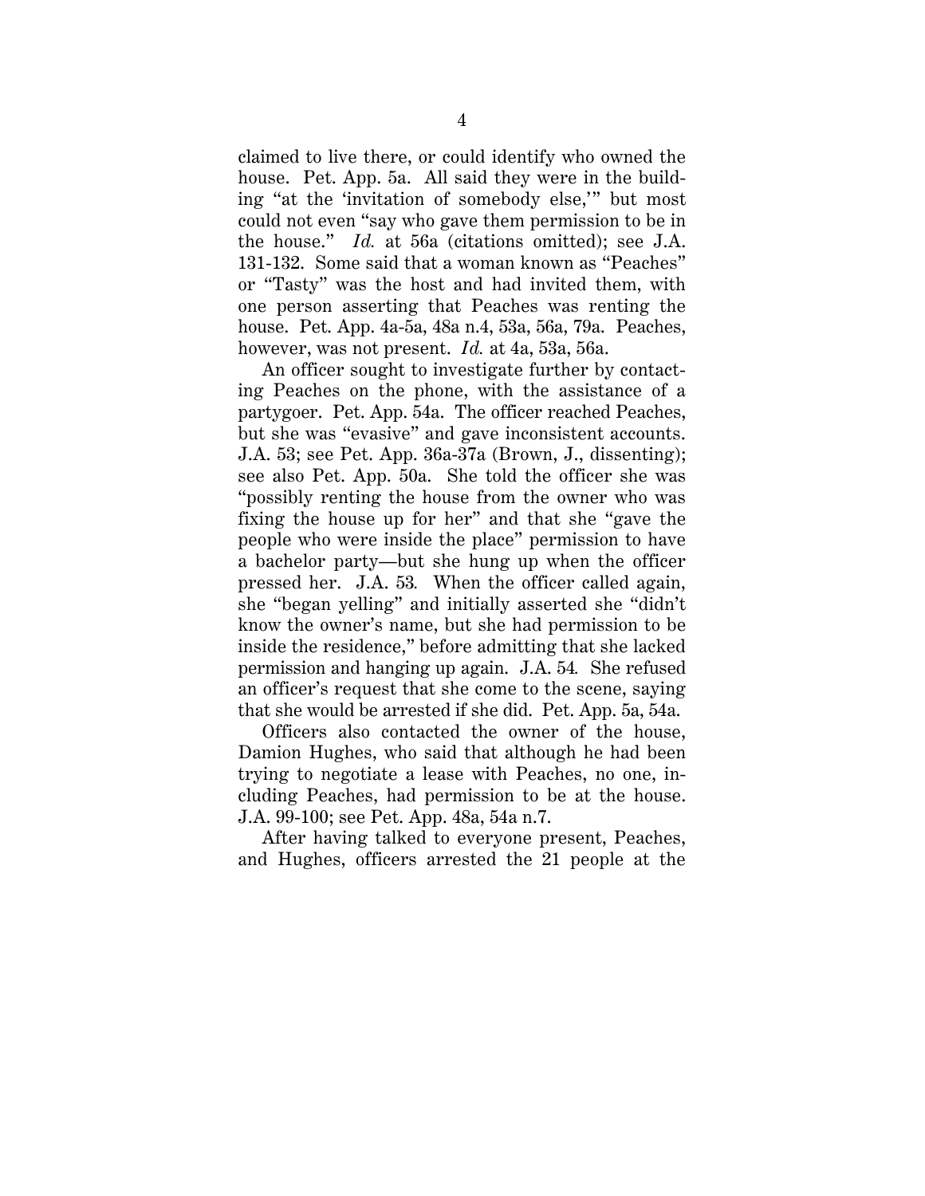claimed to live there, or could identify who owned the house. Pet. App. 5a. All said they were in the building "at the 'invitation of somebody else,'" but most could not even "say who gave them permission to be in the house." *Id.* at 56a (citations omitted); see J.A. 131-132. Some said that a woman known as "Peaches" or "Tasty" was the host and had invited them, with one person asserting that Peaches was renting the house. Pet. App. 4a-5a, 48a n.4, 53a, 56a, 79a. Peaches, however, was not present. *Id.* at 4a, 53a, 56a.

An officer sought to investigate further by contacting Peaches on the phone, with the assistance of a partygoer. Pet. App. 54a. The officer reached Peaches, but she was "evasive" and gave inconsistent accounts. J.A. 53; see Pet. App. 36a-37a (Brown, J., dissenting); see also Pet. App. 50a. She told the officer she was "possibly renting the house from the owner who was fixing the house up for her" and that she "gave the people who were inside the place" permission to have a bachelor party—but she hung up when the officer pressed her. J.A. 53. When the officer called again, she "began yelling" and initially asserted she "didn't know the owner's name, but she had permission to be inside the residence," before admitting that she lacked permission and hanging up again. J.A. 54. She refused an officer's request that she come to the scene, saying that she would be arrested if she did. Pet. App. 5a, 54a.

Officers also contacted the owner of the house, Damion Hughes, who said that although he had been trying to negotiate a lease with Peaches, no one, including Peaches, had permission to be at the house. J.A. 99-100; see Pet. App. 48a, 54a n.7.

After having talked to everyone present, Peaches, and Hughes, officers arrested the 21 people at the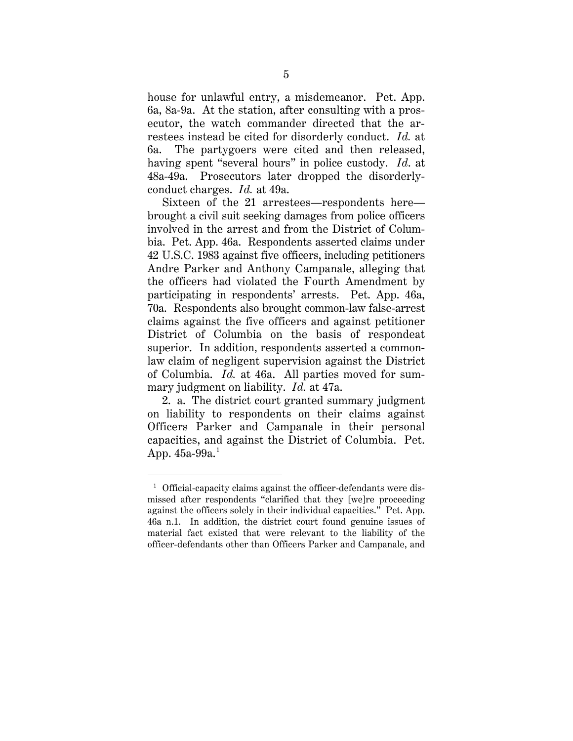house for unlawful entry, a misdemeanor. Pet. App. 6a, 8a-9a. At the station, after consulting with a prosecutor, the watch commander directed that the arrestees instead be cited for disorderly conduct. *Id.* at 6a. The partygoers were cited and then released, having spent "several hours" in police custody. *Id.* at 48a-49a. Prosecutors later dropped the disorderly-conduct charges. *Id.* at 49a.

Sixteen of the 21 arrestees—respondents here—brought a civil suit seeking damages from police officers involved in the arrest and from the District of Columbia. Pet. App. 46a. Respondents asserted claims under 42 U.S.C. 1983 against five officers, including petitioners Andre Parker and Anthony Campanale, alleging that the officers had violated the Fourth Amendment by participating in respondents' arrests. Pet. App. 46a, 70a. Respondents also brought common-law false-arrest claims against the five officers and against petitioner District of Columbia on the basis of respondeat superior. In addition, respondents asserted a common-law claim of negligent supervision against the District of Columbia. *Id.* at 46a. All parties moved for summary judgment on liability. *Id.* at 47a.

2. a. The district court granted summary judgment on liability to respondents on their claims against Officers Parker and Campanale in their personal capacities, and against the District of Columbia. Pet. App. 45a-99a.[1]

[1] Official-capacity claims against the officer-defendants were dismissed after respondents "clarified that they [we]re proceeding against the officers solely in their individual capacities." Pet. App. 46a n.1. In addition, the district court found genuine issues of material fact existed that were relevant to the liability of the officer-defendants other than Officers Parker and Campanale, and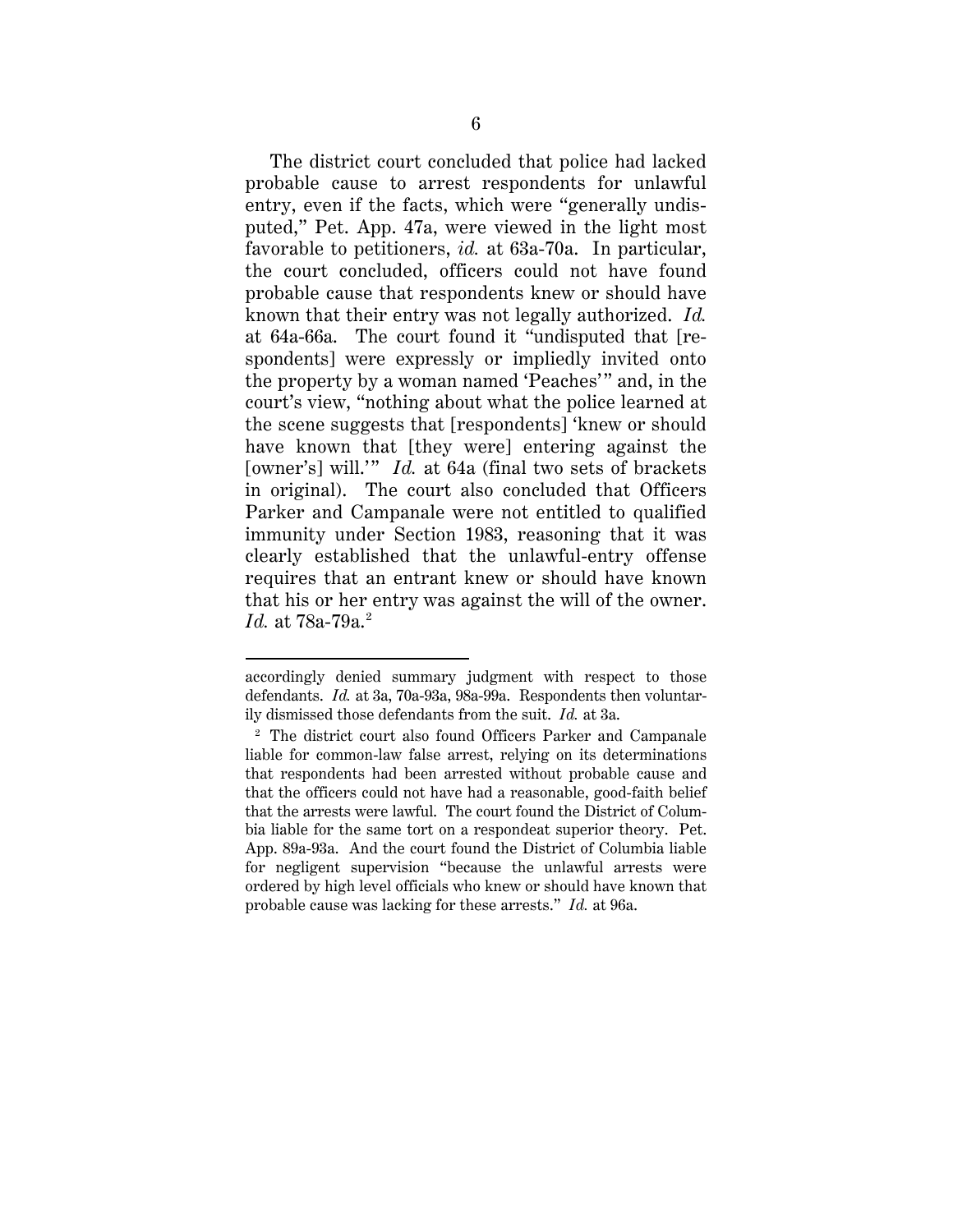The district court concluded that police had lacked probable cause to arrest respondents for unlawful entry, even if the facts, which were "generally undisputed," Pet. App. 47a, were viewed in the light most favorable to petitioners, *id.* at 63a-70a. In particular, the court concluded, officers could not have found probable cause that respondents knew or should have known that their entry was not legally authorized. *Id.* at 64a-66a. The court found it "undisputed that [respondents] were expressly or impliedly invited onto the property by a woman named 'Peaches'" and, in the court's view, "nothing about what the police learned at the scene suggests that [respondents] 'knew or should have known that [they were] entering against the [owner's] will.'" *Id.* at 64a (final two sets of brackets in original). The court also concluded that Officers Parker and Campanale were not entitled to qualified immunity under Section 1983, reasoning that it was clearly established that the unlawful-entry offense requires that an entrant knew or should have known that his or her entry was against the will of the owner. *Id.* at 78a-79a.[2]

---

accordingly denied summary judgment with respect to those defendants. *Id.* at 3a, 70a-93a, 98a-99a. Respondents then voluntarily dismissed those defendants from the suit. *Id.* at 3a.

[2] The district court also found Officers Parker and Campanale liable for common-law false arrest, relying on its determinations that respondents had been arrested without probable cause and that the officers could not have had a reasonable, good-faith belief that the arrests were lawful. The court found the District of Columbia liable for the same tort on a respondeat superior theory. Pet. App. 89a-93a. And the court found the District of Columbia liable for negligent supervision "because the unlawful arrests were ordered by high level officials who knew or should have known that probable cause was lacking for these arrests." *Id.* at 96a.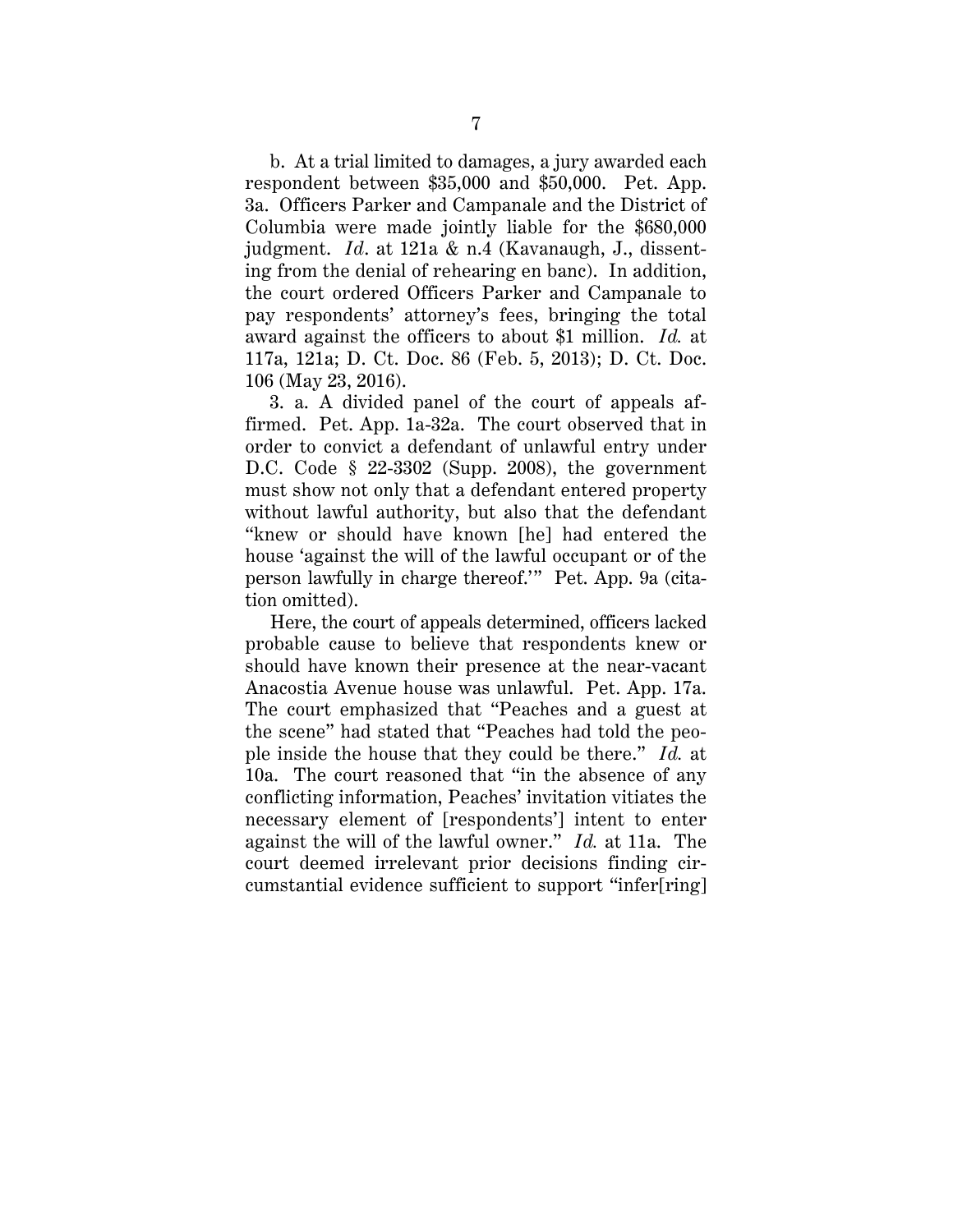b. At a trial limited to damages, a jury awarded each respondent between $35,000 and $50,000. Pet. App. 3a. Officers Parker and Campanale and the District of Columbia were made jointly liable for the $680,000 judgment. *Id*. at 121a & n.4 (Kavanaugh, J., dissenting from the denial of rehearing en banc). In addition, the court ordered Officers Parker and Campanale to pay respondents' attorney's fees, bringing the total award against the officers to about $1 million. *Id.* at 117a, 121a; D. Ct. Doc. 86 (Feb. 5, 2013); D. Ct. Doc. 106 (May 23, 2016).

3. a. A divided panel of the court of appeals affirmed. Pet. App. 1a-32a. The court observed that in order to convict a defendant of unlawful entry under D.C. Code § 22-3302 (Supp. 2008), the government must show not only that a defendant entered property without lawful authority, but also that the defendant "knew or should have known [he] had entered the house 'against the will of the lawful occupant or of the person lawfully in charge thereof.'" Pet. App. 9a (citation omitted).

Here, the court of appeals determined, officers lacked probable cause to believe that respondents knew or should have known their presence at the near-vacant Anacostia Avenue house was unlawful. Pet. App. 17a. The court emphasized that "Peaches and a guest at the scene" had stated that "Peaches had told the people inside the house that they could be there." *Id.* at 10a. The court reasoned that "in the absence of any conflicting information, Peaches' invitation vitiates the necessary element of [respondents'] intent to enter against the will of the lawful owner." *Id.* at 11a. The court deemed irrelevant prior decisions finding circumstantial evidence sufficient to support "infer[ring]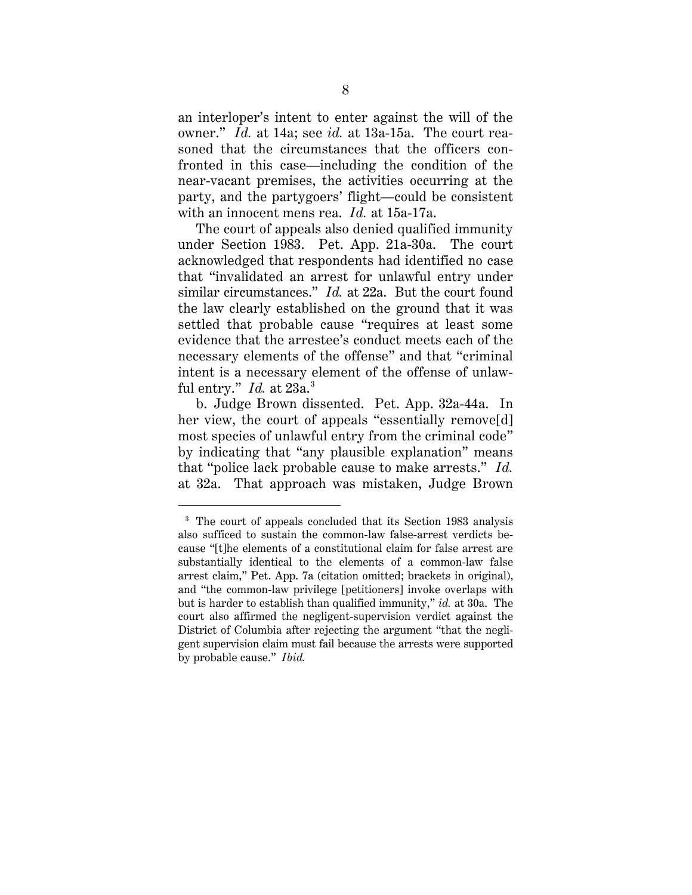an interloper's intent to enter against the will of the owner." *Id.* at 14a; see *id.* at 13a-15a. The court reasoned that the circumstances that the officers confronted in this case—including the condition of the near-vacant premises, the activities occurring at the party, and the partygoers' flight—could be consistent with an innocent mens rea. *Id.* at 15a-17a.

The court of appeals also denied qualified immunity under Section 1983. Pet. App. 21a-30a. The court acknowledged that respondents had identified no case that "invalidated an arrest for unlawful entry under similar circumstances." *Id.* at 22a. But the court found the law clearly established on the ground that it was settled that probable cause "requires at least some evidence that the arrestee's conduct meets each of the necessary elements of the offense" and that "criminal intent is a necessary element of the offense of unlawful entry." *Id.* at 23a.[3]

b. Judge Brown dissented. Pet. App. 32a-44a. In her view, the court of appeals "essentially remove[d] most species of unlawful entry from the criminal code" by indicating that "any plausible explanation" means that "police lack probable cause to make arrests." *Id.* at 32a. That approach was mistaken, Judge Brown

---

[3] The court of appeals concluded that its Section 1983 analysis also sufficed to sustain the common-law false-arrest verdicts because "[t]he elements of a constitutional claim for false arrest are substantially identical to the elements of a common-law false arrest claim," Pet. App. 7a (citation omitted; brackets in original), and "the common-law privilege [petitioners] invoke overlaps with but is harder to establish than qualified immunity," *id.* at 30a. The court also affirmed the negligent-supervision verdict against the District of Columbia after rejecting the argument "that the negligent supervision claim must fail because the arrests were supported by probable cause." *Ibid.*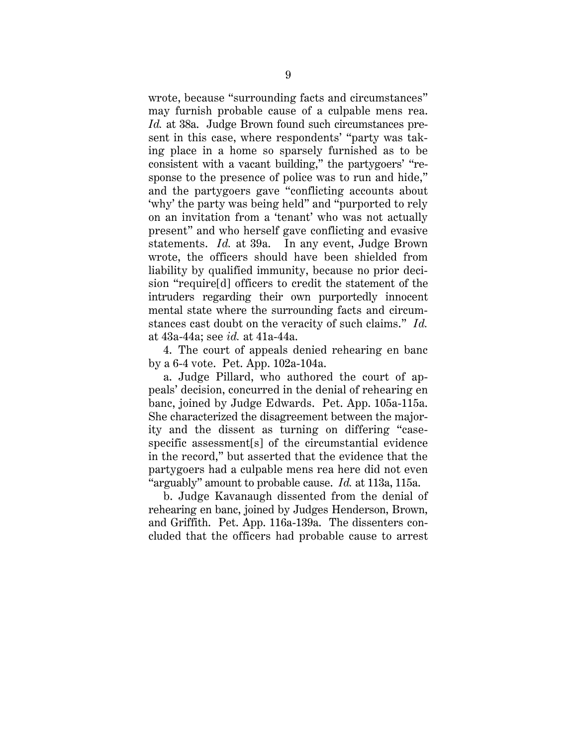wrote, because "surrounding facts and circumstances" may furnish probable cause of a culpable mens rea. *Id.* at 38a. Judge Brown found such circumstances present in this case, where respondents' "party was taking place in a home so sparsely furnished as to be consistent with a vacant building," the partygoers' "response to the presence of police was to run and hide," and the partygoers gave "conflicting accounts about 'why' the party was being held" and "purported to rely on an invitation from a 'tenant' who was not actually present" and who herself gave conflicting and evasive statements. *Id.* at 39a. In any event, Judge Brown wrote, the officers should have been shielded from liability by qualified immunity, because no prior decision "require[d] officers to credit the statement of the intruders regarding their own purportedly innocent mental state where the surrounding facts and circumstances cast doubt on the veracity of such claims." *Id.* at 43a-44a; see *id.* at 41a-44a.

4. The court of appeals denied rehearing en banc by a 6-4 vote. Pet. App. 102a-104a.

a. Judge Pillard, who authored the court of appeals' decision, concurred in the denial of rehearing en banc, joined by Judge Edwards. Pet. App. 105a-115a. She characterized the disagreement between the majority and the dissent as turning on differing "case-specific assessment[s] of the circumstantial evidence in the record," but asserted that the evidence that the partygoers had a culpable mens rea here did not even "arguably" amount to probable cause. *Id.* at 113a, 115a.

b. Judge Kavanaugh dissented from the denial of rehearing en banc, joined by Judges Henderson, Brown, and Griffith. Pet. App. 116a-139a. The dissenters concluded that the officers had probable cause to arrest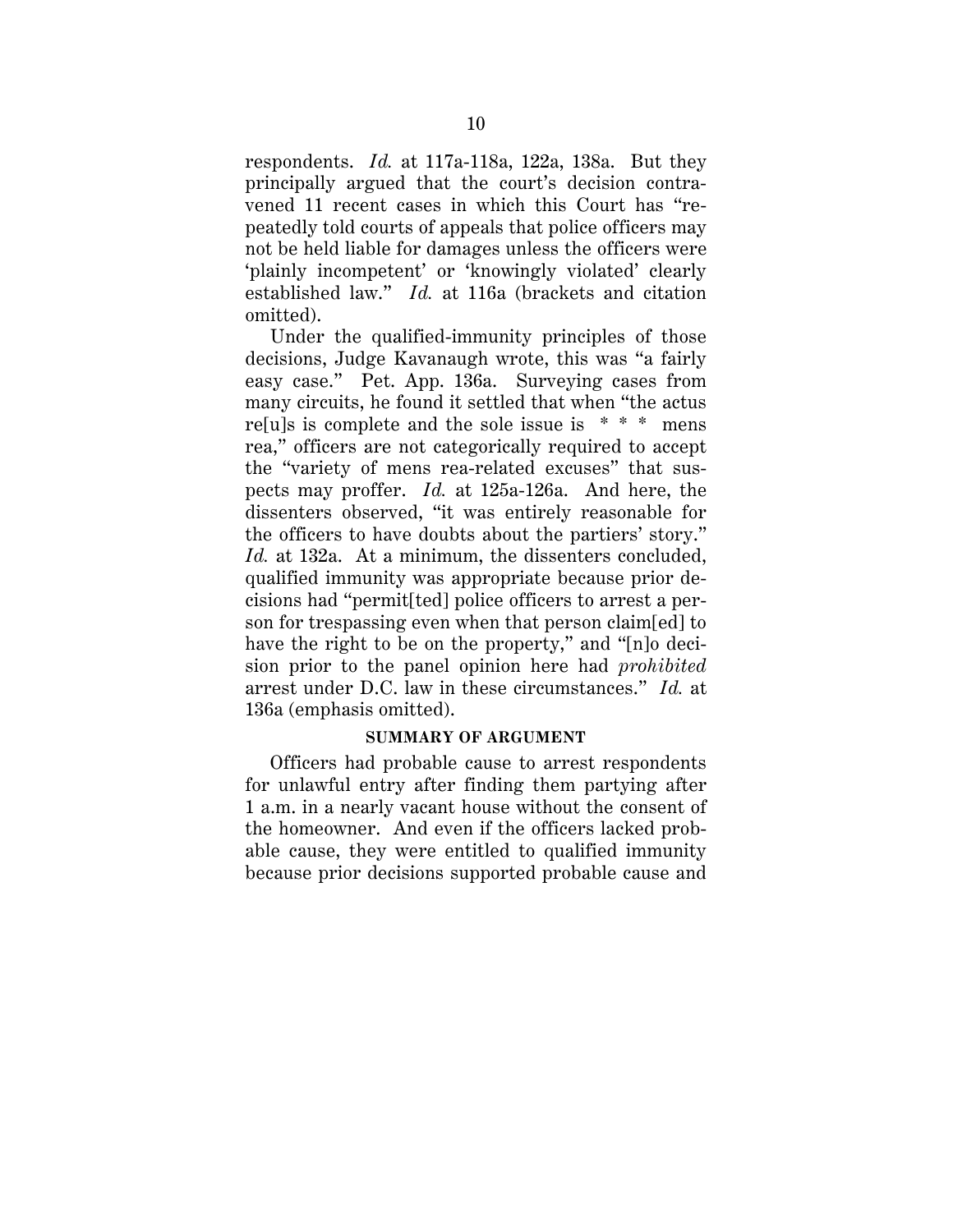respondents. *Id.* at 117a-118a, 122a, 138a. But they principally argued that the court's decision contravened 11 recent cases in which this Court has "repeatedly told courts of appeals that police officers may not be held liable for damages unless the officers were 'plainly incompetent' or 'knowingly violated' clearly established law." *Id.* at 116a (brackets and citation omitted).

Under the qualified-immunity principles of those decisions, Judge Kavanaugh wrote, this was "a fairly easy case." Pet. App. 136a. Surveying cases from many circuits, he found it settled that when "the actus re[u]s is complete and the sole issue is * * * mens rea," officers are not categorically required to accept the "variety of mens rea-related excuses" that suspects may proffer. *Id.* at 125a-126a. And here, the dissenters observed, "it was entirely reasonable for the officers to have doubts about the partiers' story." *Id.* at 132a. At a minimum, the dissenters concluded, qualified immunity was appropriate because prior decisions had "permit[ted] police officers to arrest a person for trespassing even when that person claim[ed] to have the right to be on the property," and "[n]o decision prior to the panel opinion here had *prohibited* arrest under D.C. law in these circumstances." *Id.* at 136a (emphasis omitted).

## SUMMARY OF ARGUMENT

Officers had probable cause to arrest respondents for unlawful entry after finding them partying after 1 a.m. in a nearly vacant house without the consent of the homeowner. And even if the officers lacked probable cause, they were entitled to qualified immunity because prior decisions supported probable cause and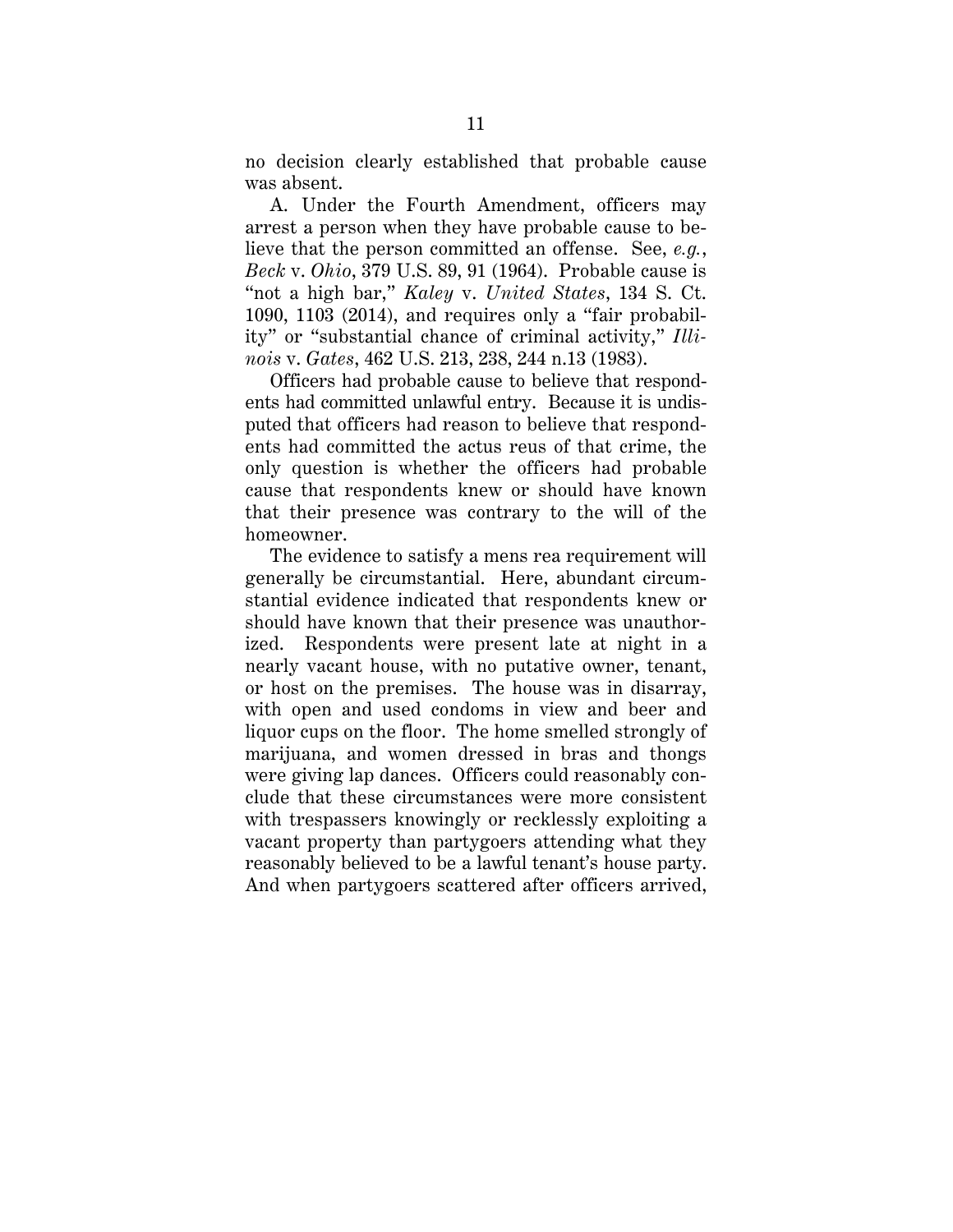no decision clearly established that probable cause was absent.

A. Under the Fourth Amendment, officers may arrest a person when they have probable cause to believe that the person committed an offense. See, *e.g.*, *Beck* v. *Ohio*, 379 U.S. 89, 91 (1964). Probable cause is "not a high bar," *Kaley* v. *United States*, 134 S. Ct. 1090, 1103 (2014), and requires only a "fair probability" or "substantial chance of criminal activity," *Illinois* v. *Gates*, 462 U.S. 213, 238, 244 n.13 (1983).

Officers had probable cause to believe that respondents had committed unlawful entry. Because it is undisputed that officers had reason to believe that respondents had committed the actus reus of that crime, the only question is whether the officers had probable cause that respondents knew or should have known that their presence was contrary to the will of the homeowner.

The evidence to satisfy a mens rea requirement will generally be circumstantial. Here, abundant circumstantial evidence indicated that respondents knew or should have known that their presence was unauthorized. Respondents were present late at night in a nearly vacant house, with no putative owner, tenant, or host on the premises. The house was in disarray, with open and used condoms in view and beer and liquor cups on the floor. The home smelled strongly of marijuana, and women dressed in bras and thongs were giving lap dances. Officers could reasonably conclude that these circumstances were more consistent with trespassers knowingly or recklessly exploiting a vacant property than partygoers attending what they reasonably believed to be a lawful tenant's house party. And when partygoers scattered after officers arrived,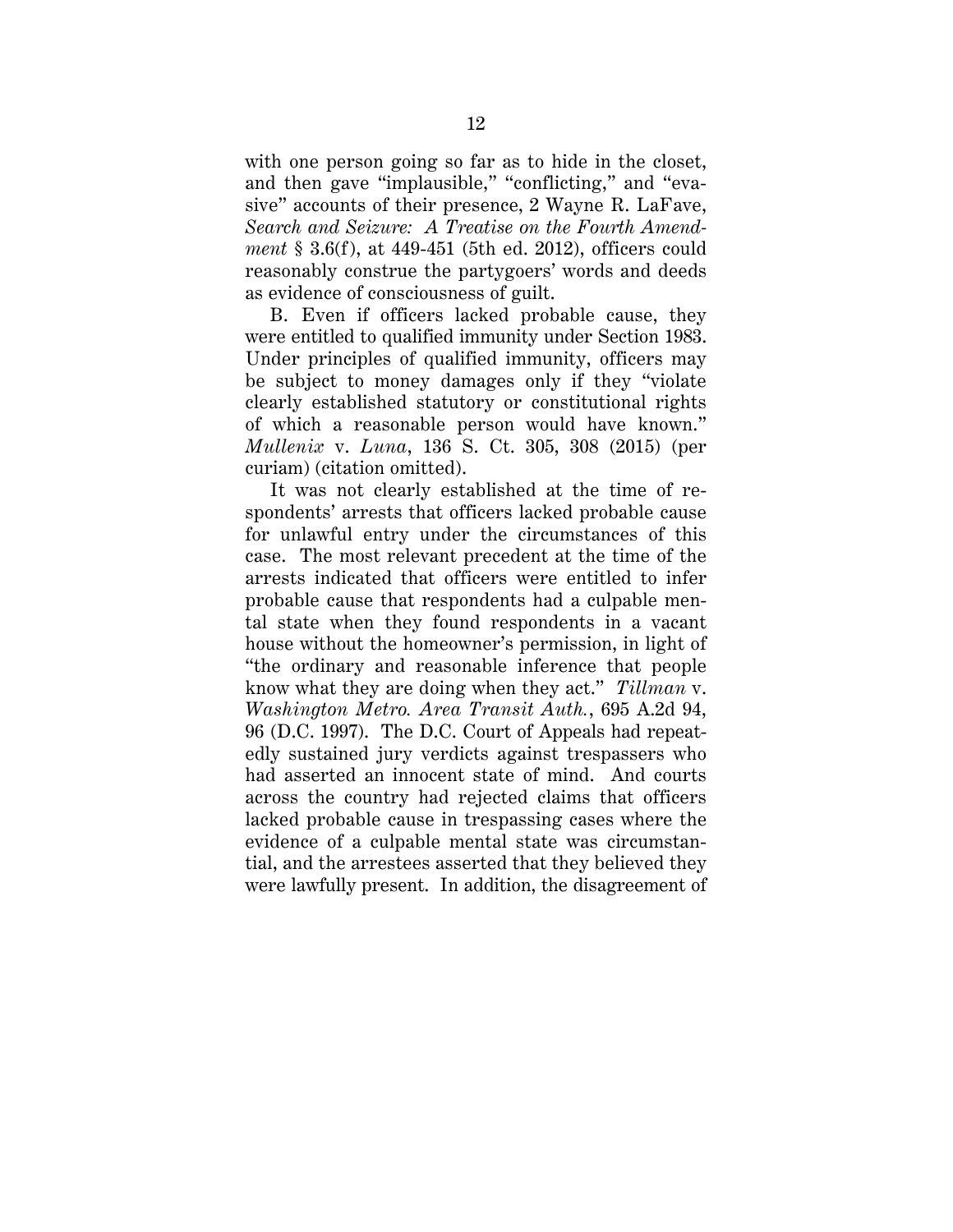with one person going so far as to hide in the closet, and then gave "implausible," "conflicting," and "evasive" accounts of their presence, 2 Wayne R. LaFave, *Search and Seizure: A Treatise on the Fourth Amendment* § 3.6(f), at 449-451 (5th ed. 2012), officers could reasonably construe the partygoers' words and deeds as evidence of consciousness of guilt.

B. Even if officers lacked probable cause, they were entitled to qualified immunity under Section 1983. Under principles of qualified immunity, officers may be subject to money damages only if they "violate clearly established statutory or constitutional rights of which a reasonable person would have known." *Mullenix* v. *Luna*, 136 S. Ct. 305, 308 (2015) (per curiam) (citation omitted).

It was not clearly established at the time of respondents' arrests that officers lacked probable cause for unlawful entry under the circumstances of this case. The most relevant precedent at the time of the arrests indicated that officers were entitled to infer probable cause that respondents had a culpable mental state when they found respondents in a vacant house without the homeowner's permission, in light of "the ordinary and reasonable inference that people know what they are doing when they act." *Tillman* v. *Washington Metro. Area Transit Auth.*, 695 A.2d 94, 96 (D.C. 1997). The D.C. Court of Appeals had repeatedly sustained jury verdicts against trespassers who had asserted an innocent state of mind. And courts across the country had rejected claims that officers lacked probable cause in trespassing cases where the evidence of a culpable mental state was circumstantial, and the arrestees asserted that they believed they were lawfully present. In addition, the disagreement of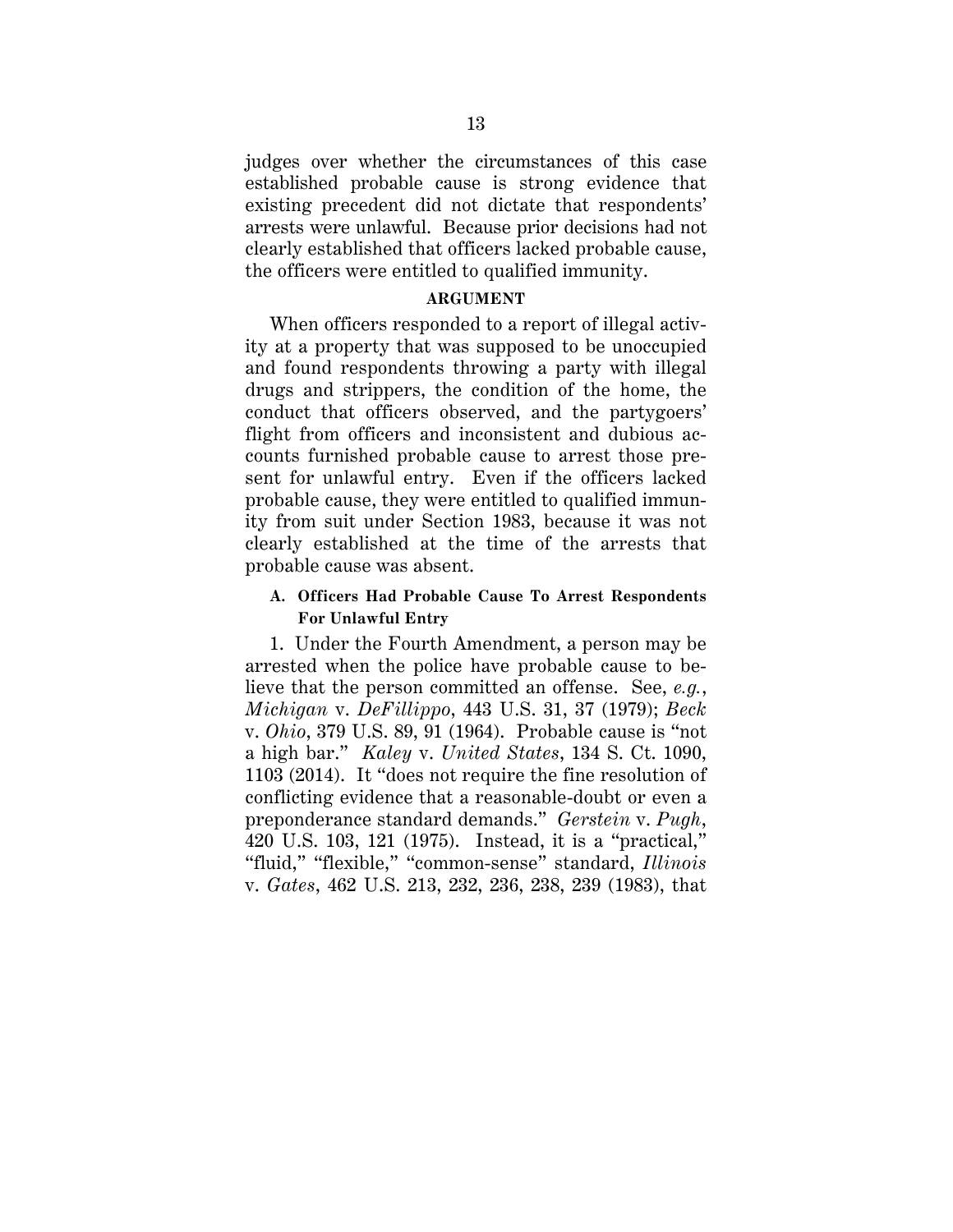judges over whether the circumstances of this case established probable cause is strong evidence that existing precedent did not dictate that respondents' arrests were unlawful. Because prior decisions had not clearly established that officers lacked probable cause, the officers were entitled to qualified immunity.

## ARGUMENT

When officers responded to a report of illegal activity at a property that was supposed to be unoccupied and found respondents throwing a party with illegal drugs and strippers, the condition of the home, the conduct that officers observed, and the partygoers' flight from officers and inconsistent and dubious accounts furnished probable cause to arrest those present for unlawful entry. Even if the officers lacked probable cause, they were entitled to qualified immunity from suit under Section 1983, because it was not clearly established at the time of the arrests that probable cause was absent.

### A. Officers Had Probable Cause To Arrest Respondents For Unlawful Entry

1. Under the Fourth Amendment, a person may be arrested when the police have probable cause to believe that the person committed an offense. See, *e.g.*, *Michigan* v. *DeFillippo*, 443 U.S. 31, 37 (1979); *Beck* v. *Ohio*, 379 U.S. 89, 91 (1964). Probable cause is "not a high bar." *Kaley* v. *United States*, 134 S. Ct. 1090, 1103 (2014). It "does not require the fine resolution of conflicting evidence that a reasonable-doubt or even a preponderance standard demands." *Gerstein* v. *Pugh*, 420 U.S. 103, 121 (1975). Instead, it is a "practical," "fluid," "flexible," "common-sense" standard, *Illinois* v. *Gates*, 462 U.S. 213, 232, 236, 238, 239 (1983), that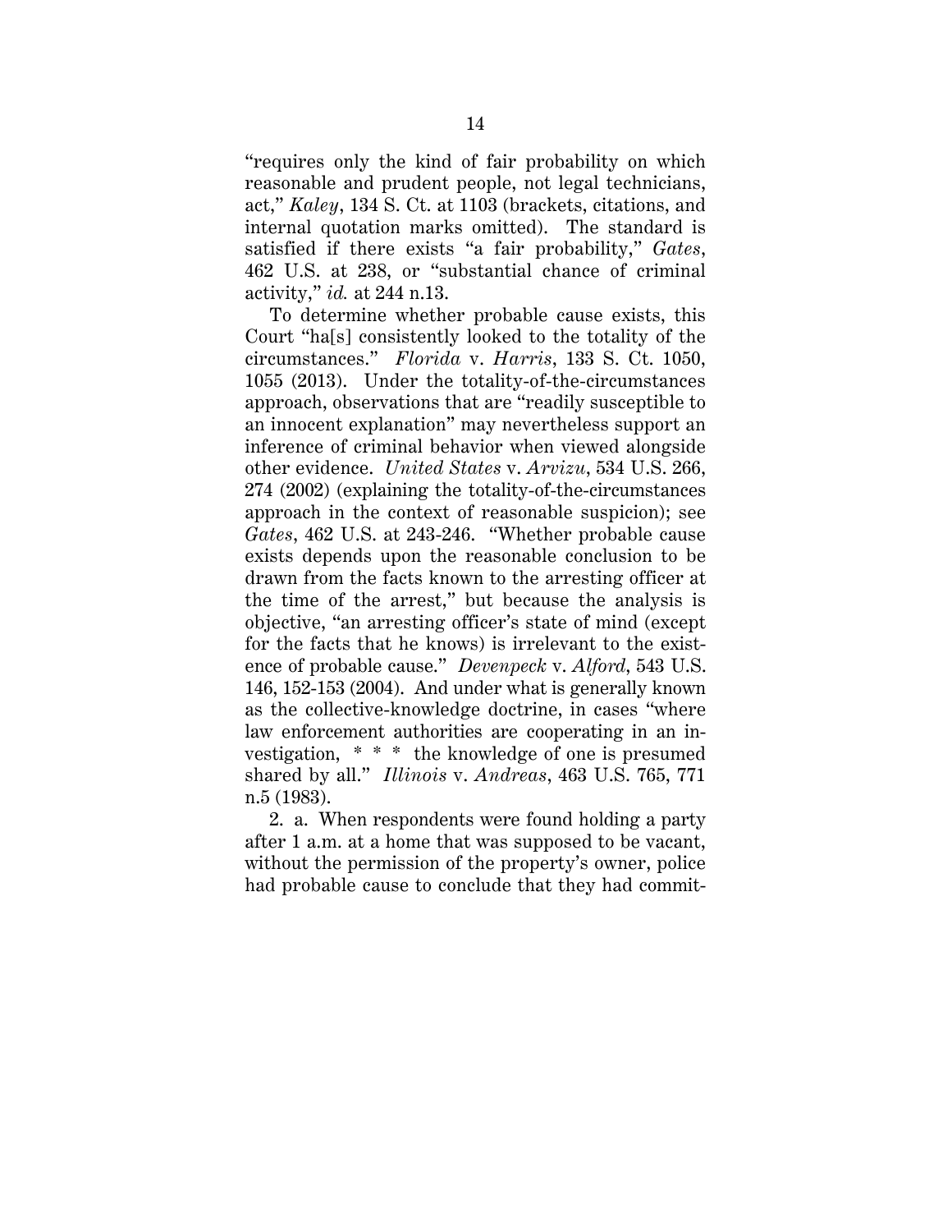"requires only the kind of fair probability on which reasonable and prudent people, not legal technicians, act," *Kaley*, 134 S. Ct. at 1103 (brackets, citations, and internal quotation marks omitted). The standard is satisfied if there exists "a fair probability," *Gates*, 462 U.S. at 238, or "substantial chance of criminal activity," *id.* at 244 n.13.

To determine whether probable cause exists, this Court "ha[s] consistently looked to the totality of the circumstances." *Florida* v. *Harris*, 133 S. Ct. 1050, 1055 (2013). Under the totality-of-the-circumstances approach, observations that are "readily susceptible to an innocent explanation" may nevertheless support an inference of criminal behavior when viewed alongside other evidence. *United States* v. *Arvizu*, 534 U.S. 266, 274 (2002) (explaining the totality-of-the-circumstances approach in the context of reasonable suspicion); see *Gates*, 462 U.S. at 243-246. "Whether probable cause exists depends upon the reasonable conclusion to be drawn from the facts known to the arresting officer at the time of the arrest," but because the analysis is objective, "an arresting officer's state of mind (except for the facts that he knows) is irrelevant to the existence of probable cause." *Devenpeck* v. *Alford*, 543 U.S. 146, 152-153 (2004). And under what is generally known as the collective-knowledge doctrine, in cases "where law enforcement authorities are cooperating in an investigation, * * * the knowledge of one is presumed shared by all." *Illinois* v. *Andreas*, 463 U.S. 765, 771 n.5 (1983).

2. a. When respondents were found holding a party after 1 a.m. at a home that was supposed to be vacant, without the permission of the property's owner, police had probable cause to conclude that they had commit-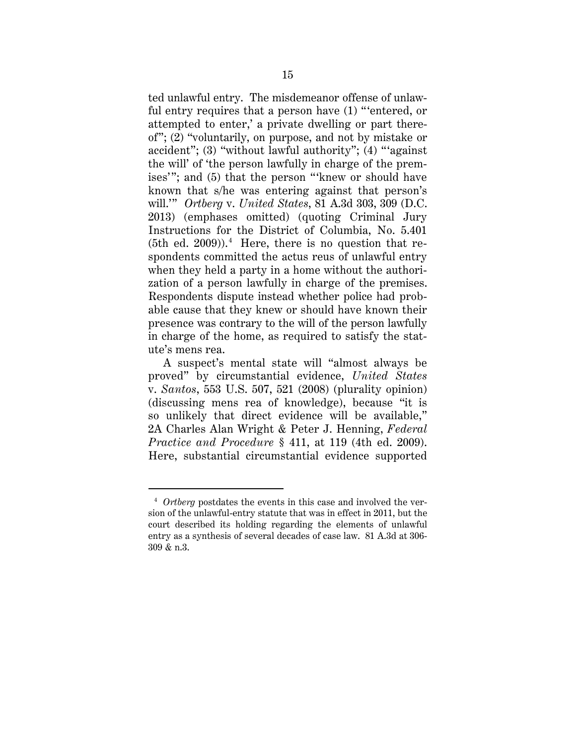ted unlawful entry. The misdemeanor offense of unlawful entry requires that a person have (1) "'entered, or attempted to enter,' a private dwelling or part thereof"; (2) "voluntarily, on purpose, and not by mistake or accident"; (3) "without lawful authority"; (4) "'against the will' of 'the person lawfully in charge of the premises'"; and (5) that the person "'knew or should have known that s/he was entering against that person's will.'" *Ortberg* v. *United States*, 81 A.3d 303, 309 (D.C. 2013) (emphases omitted) (quoting Criminal Jury Instructions for the District of Columbia, No. 5.401 (5th ed. 2009)).[4] Here, there is no question that respondents committed the actus reus of unlawful entry when they held a party in a home without the authorization of a person lawfully in charge of the premises. Respondents dispute instead whether police had probable cause that they knew or should have known their presence was contrary to the will of the person lawfully in charge of the home, as required to satisfy the statute's mens rea.

A suspect's mental state will "almost always be proved" by circumstantial evidence, *United States* v. *Santos*, 553 U.S. 507, 521 (2008) (plurality opinion) (discussing mens rea of knowledge), because "it is so unlikely that direct evidence will be available," 2A Charles Alan Wright & Peter J. Henning, *Federal Practice and Procedure* § 411, at 119 (4th ed. 2009). Here, substantial circumstantial evidence supported

---

[4] *Ortberg* postdates the events in this case and involved the version of the unlawful-entry statute that was in effect in 2011, but the court described its holding regarding the elements of unlawful entry as a synthesis of several decades of case law. 81 A.3d at 306-309 & n.3.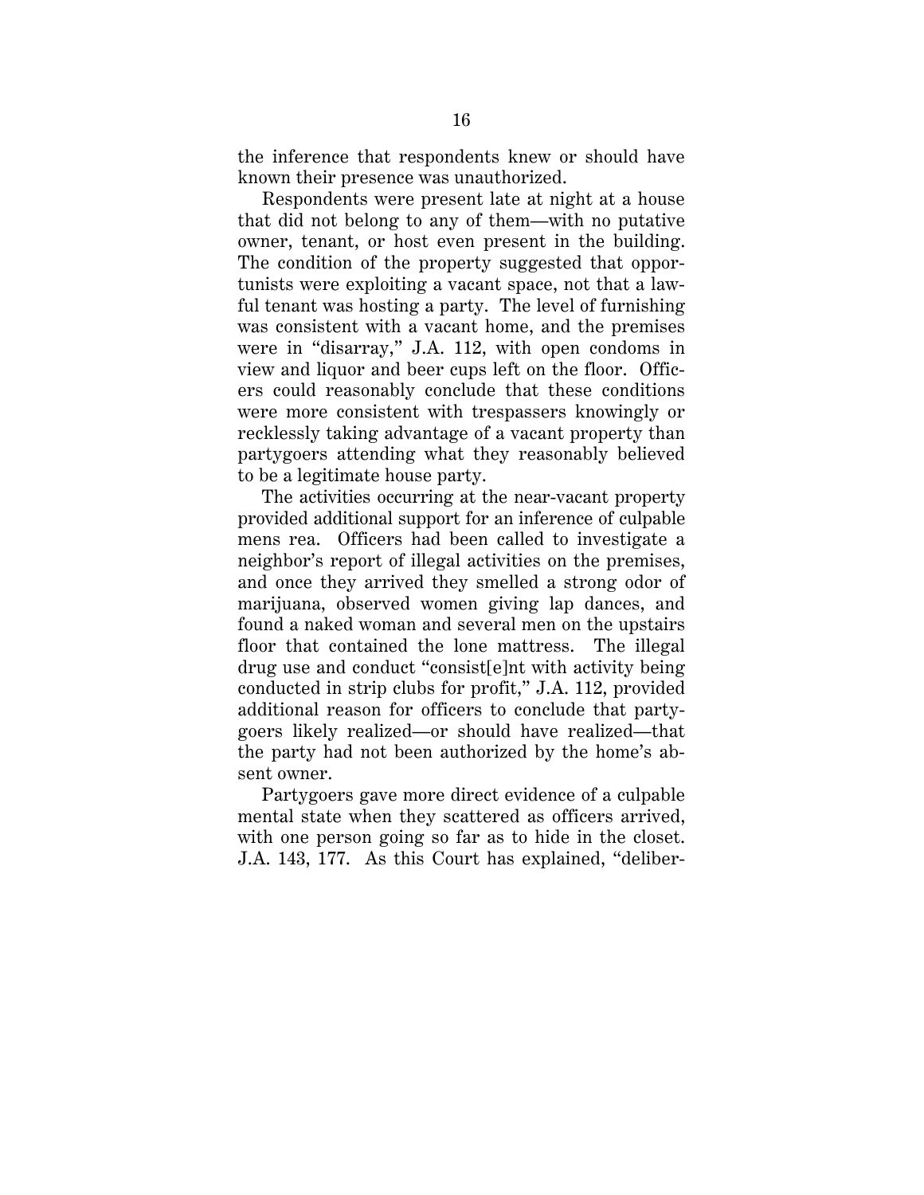the inference that respondents knew or should have known their presence was unauthorized.

Respondents were present late at night at a house that did not belong to any of them—with no putative owner, tenant, or host even present in the building. The condition of the property suggested that opportunists were exploiting a vacant space, not that a lawful tenant was hosting a party. The level of furnishing was consistent with a vacant home, and the premises were in "disarray," J.A. 112, with open condoms in view and liquor and beer cups left on the floor. Officers could reasonably conclude that these conditions were more consistent with trespassers knowingly or recklessly taking advantage of a vacant property than partygoers attending what they reasonably believed to be a legitimate house party.

The activities occurring at the near-vacant property provided additional support for an inference of culpable mens rea. Officers had been called to investigate a neighbor's report of illegal activities on the premises, and once they arrived they smelled a strong odor of marijuana, observed women giving lap dances, and found a naked woman and several men on the upstairs floor that contained the lone mattress. The illegal drug use and conduct "consist[e]nt with activity being conducted in strip clubs for profit," J.A. 112, provided additional reason for officers to conclude that partygoers likely realized—or should have realized—that the party had not been authorized by the home's absent owner.

Partygoers gave more direct evidence of a culpable mental state when they scattered as officers arrived, with one person going so far as to hide in the closet. J.A. 143, 177. As this Court has explained, "deliber-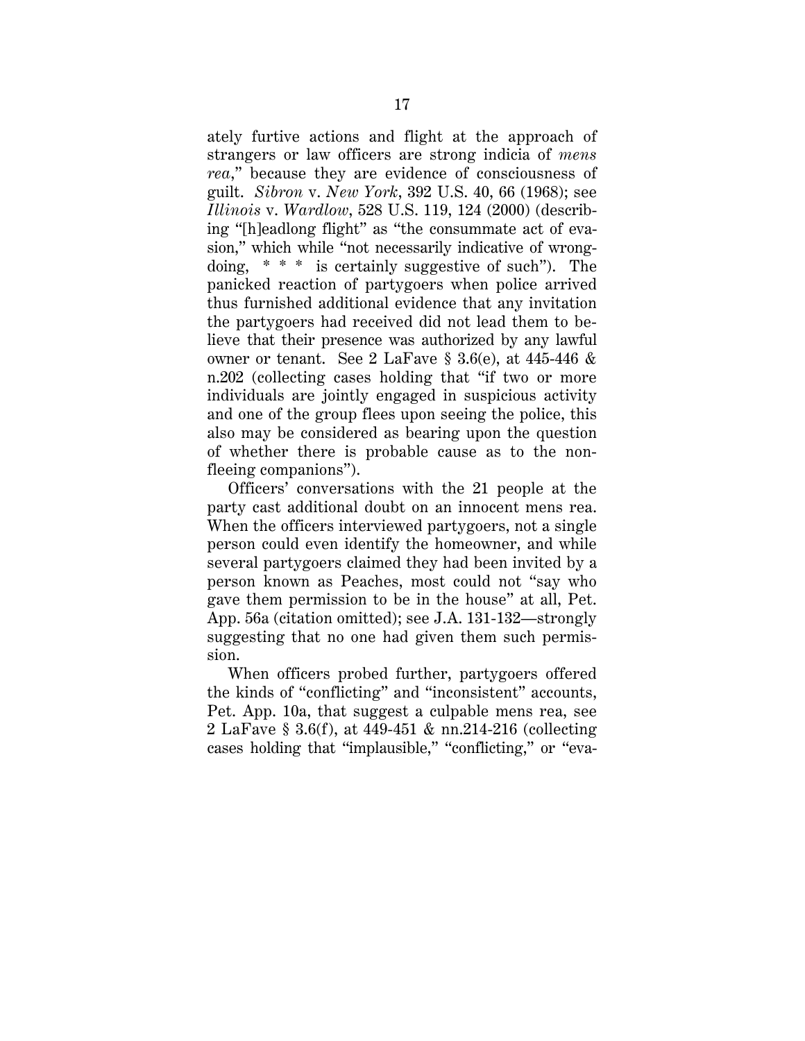ately furtive actions and flight at the approach of strangers or law officers are strong indicia of *mens rea*," because they are evidence of consciousness of guilt. *Sibron* v. *New York*, 392 U.S. 40, 66 (1968); see *Illinois* v. *Wardlow*, 528 U.S. 119, 124 (2000) (describing "[h]eadlong flight" as "the consummate act of evasion," which while "not necessarily indicative of wrongdoing, * * * is certainly suggestive of such"). The panicked reaction of partygoers when police arrived thus furnished additional evidence that any invitation the partygoers had received did not lead them to believe that their presence was authorized by any lawful owner or tenant. See 2 LaFave § 3.6(e), at 445-446 & n.202 (collecting cases holding that "if two or more individuals are jointly engaged in suspicious activity and one of the group flees upon seeing the police, this also may be considered as bearing upon the question of whether there is probable cause as to the non-fleeing companions").

Officers' conversations with the 21 people at the party cast additional doubt on an innocent mens rea. When the officers interviewed partygoers, not a single person could even identify the homeowner, and while several partygoers claimed they had been invited by a person known as Peaches, most could not "say who gave them permission to be in the house" at all, Pet. App. 56a (citation omitted); see J.A. 131-132—strongly suggesting that no one had given them such permission.

When officers probed further, partygoers offered the kinds of "conflicting" and "inconsistent" accounts, Pet. App. 10a, that suggest a culpable mens rea, see 2 LaFave § 3.6(f), at 449-451 & nn.214-216 (collecting cases holding that "implausible," "conflicting," or "eva-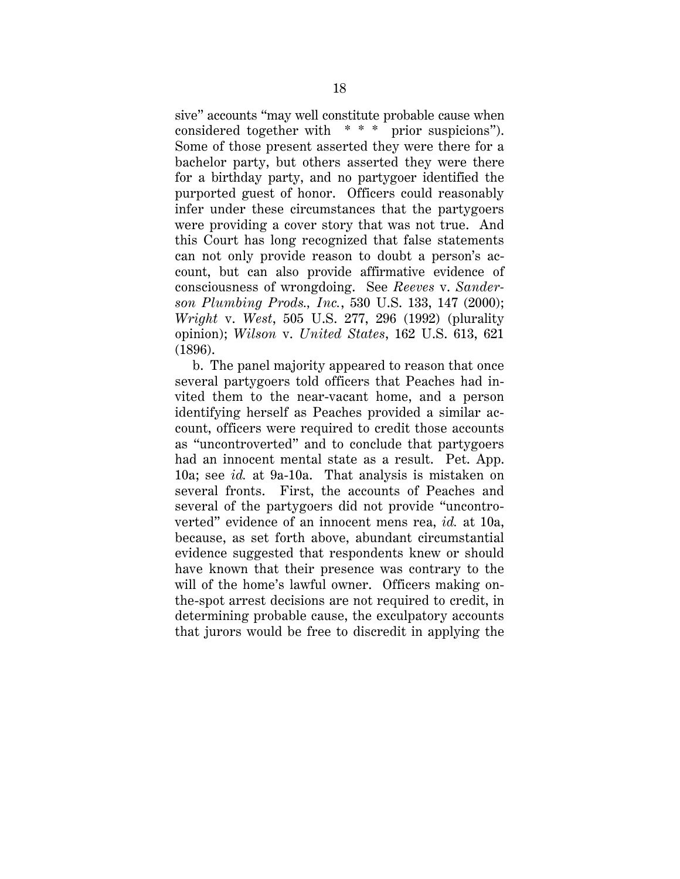sive" accounts "may well constitute probable cause when considered together with * * * prior suspicions"). Some of those present asserted they were there for a bachelor party, but others asserted they were there for a birthday party, and no partygoer identified the purported guest of honor. Officers could reasonably infer under these circumstances that the partygoers were providing a cover story that was not true. And this Court has long recognized that false statements can not only provide reason to doubt a person's account, but can also provide affirmative evidence of consciousness of wrongdoing. See *Reeves* v. *Sanderson Plumbing Prods., Inc.*, 530 U.S. 133, 147 (2000); *Wright* v. *West*, 505 U.S. 277, 296 (1992) (plurality opinion); *Wilson* v. *United States*, 162 U.S. 613, 621 (1896).

b. The panel majority appeared to reason that once several partygoers told officers that Peaches had invited them to the near-vacant home, and a person identifying herself as Peaches provided a similar account, officers were required to credit those accounts as "uncontroverted" and to conclude that partygoers had an innocent mental state as a result. Pet. App. 10a; see *id.* at 9a-10a. That analysis is mistaken on several fronts. First, the accounts of Peaches and several of the partygoers did not provide "uncontroverted" evidence of an innocent mens rea, *id.* at 10a, because, as set forth above, abundant circumstantial evidence suggested that respondents knew or should have known that their presence was contrary to the will of the home's lawful owner. Officers making on-the-spot arrest decisions are not required to credit, in determining probable cause, the exculpatory accounts that jurors would be free to discredit in applying the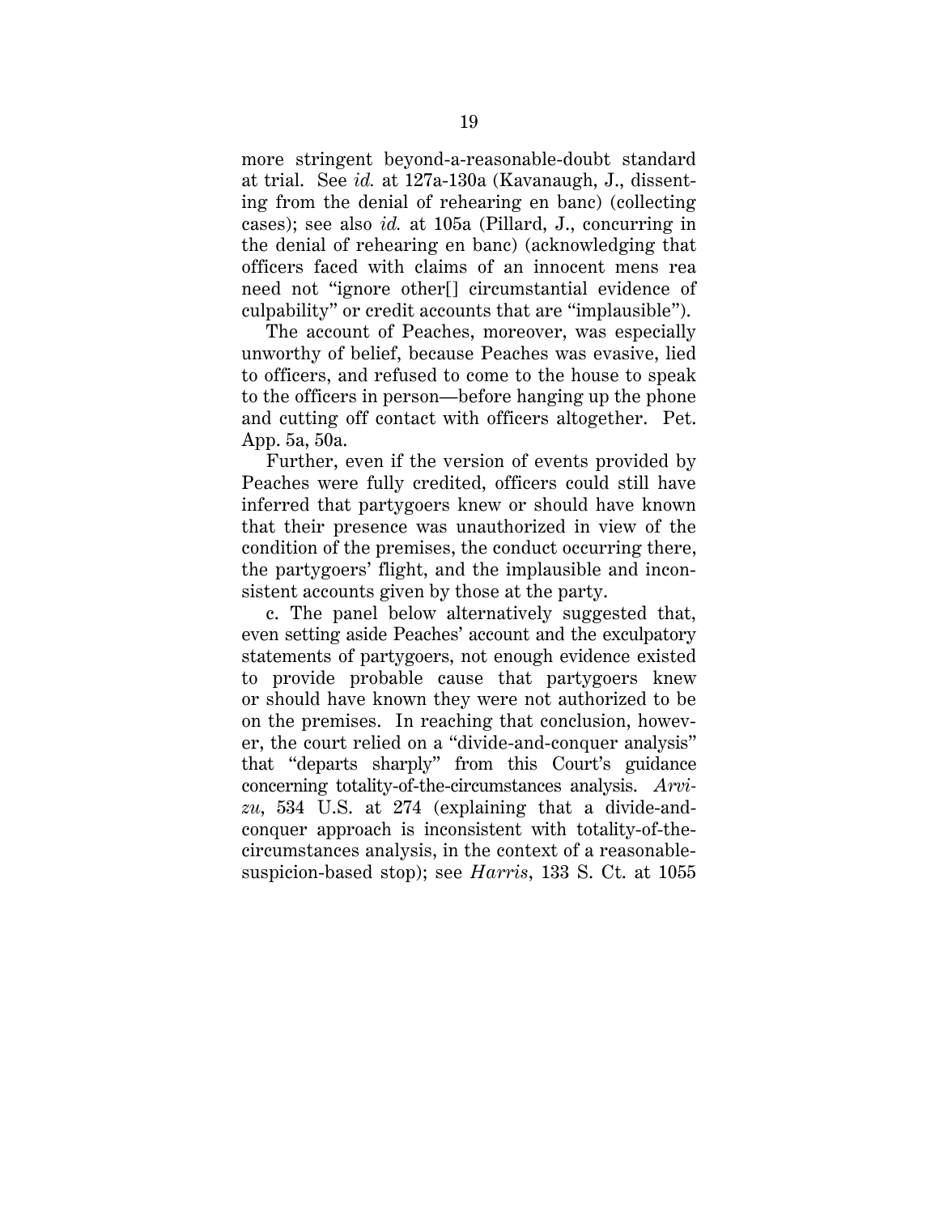more stringent beyond-a-reasonable-doubt standard at trial. See *id.* at 127a-130a (Kavanaugh, J., dissenting from the denial of rehearing en banc) (collecting cases); see also *id.* at 105a (Pillard, J., concurring in the denial of rehearing en banc) (acknowledging that officers faced with claims of an innocent mens rea need not "ignore other[] circumstantial evidence of culpability" or credit accounts that are "implausible").

The account of Peaches, moreover, was especially unworthy of belief, because Peaches was evasive, lied to officers, and refused to come to the house to speak to the officers in person—before hanging up the phone and cutting off contact with officers altogether. Pet. App. 5a, 50a.

Further, even if the version of events provided by Peaches were fully credited, officers could still have inferred that partygoers knew or should have known that their presence was unauthorized in view of the condition of the premises, the conduct occurring there, the partygoers' flight, and the implausible and inconsistent accounts given by those at the party.

c. The panel below alternatively suggested that, even setting aside Peaches' account and the exculpatory statements of partygoers, not enough evidence existed to provide probable cause that partygoers knew or should have known they were not authorized to be on the premises. In reaching that conclusion, however, the court relied on a "divide-and-conquer analysis" that "departs sharply" from this Court's guidance concerning totality-of-the-circumstances analysis. *Arvizu*, 534 U.S. at 274 (explaining that a divide-and-conquer approach is inconsistent with totality-of-the-circumstances analysis, in the context of a reasonable-suspicion-based stop); see *Harris*, 133 S. Ct. at 1055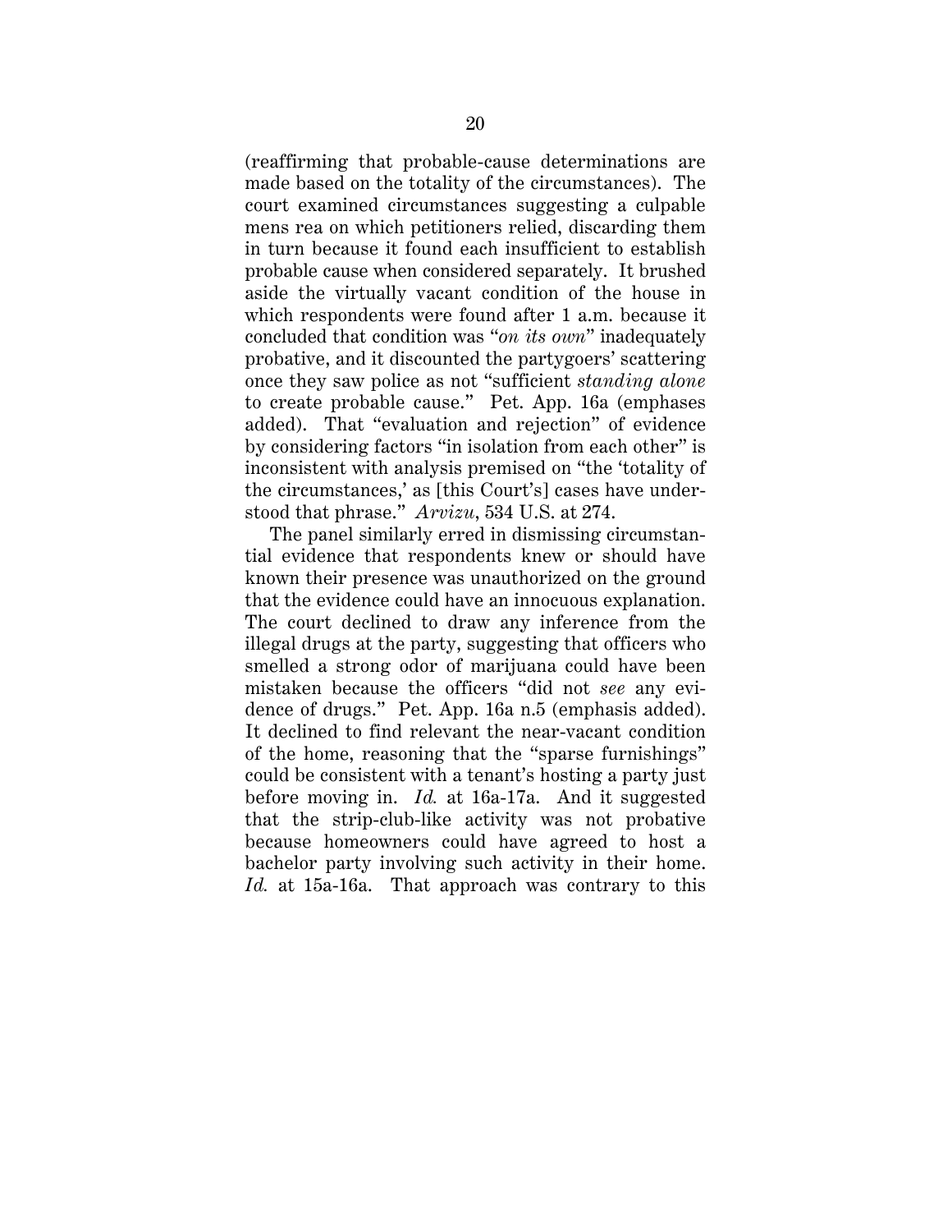(reaffirming that probable-cause determinations are made based on the totality of the circumstances). The court examined circumstances suggesting a culpable mens rea on which petitioners relied, discarding them in turn because it found each insufficient to establish probable cause when considered separately. It brushed aside the virtually vacant condition of the house in which respondents were found after 1 a.m. because it concluded that condition was "*on its own*" inadequately probative, and it discounted the partygoers' scattering once they saw police as not "sufficient *standing alone* to create probable cause." Pet. App. 16a (emphases added). That "evaluation and rejection" of evidence by considering factors "in isolation from each other" is inconsistent with analysis premised on "the 'totality of the circumstances,' as [this Court's] cases have understood that phrase." *Arvizu*, 534 U.S. at 274.

The panel similarly erred in dismissing circumstantial evidence that respondents knew or should have known their presence was unauthorized on the ground that the evidence could have an innocuous explanation. The court declined to draw any inference from the illegal drugs at the party, suggesting that officers who smelled a strong odor of marijuana could have been mistaken because the officers "did not *see* any evidence of drugs." Pet. App. 16a n.5 (emphasis added). It declined to find relevant the near-vacant condition of the home, reasoning that the "sparse furnishings" could be consistent with a tenant's hosting a party just before moving in. *Id.* at 16a-17a. And it suggested that the strip-club-like activity was not probative because homeowners could have agreed to host a bachelor party involving such activity in their home. *Id.* at 15a-16a. That approach was contrary to this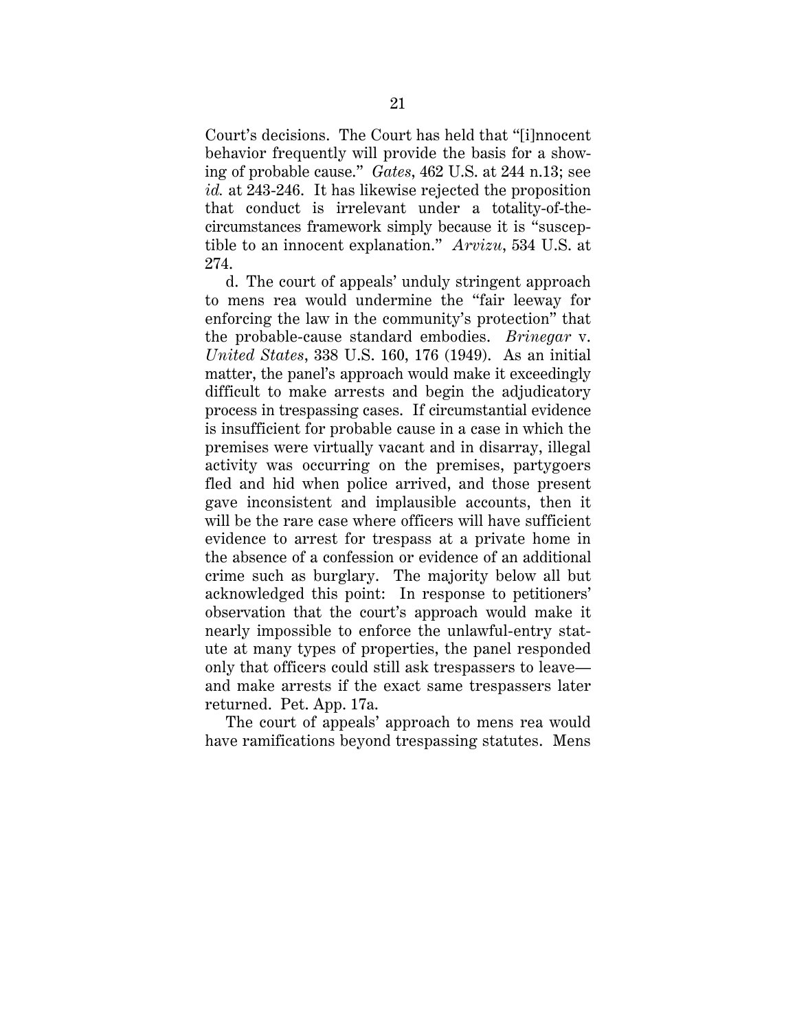Court's decisions. The Court has held that "[i]nnocent behavior frequently will provide the basis for a showing of probable cause." *Gates*, 462 U.S. at 244 n.13; see *id.* at 243-246. It has likewise rejected the proposition that conduct is irrelevant under a totality-of-the-circumstances framework simply because it is "susceptible to an innocent explanation." *Arvizu*, 534 U.S. at 274.

d. The court of appeals' unduly stringent approach to mens rea would undermine the "fair leeway for enforcing the law in the community's protection" that the probable-cause standard embodies. *Brinegar* v. *United States*, 338 U.S. 160, 176 (1949). As an initial matter, the panel's approach would make it exceedingly difficult to make arrests and begin the adjudicatory process in trespassing cases. If circumstantial evidence is insufficient for probable cause in a case in which the premises were virtually vacant and in disarray, illegal activity was occurring on the premises, partygoers fled and hid when police arrived, and those present gave inconsistent and implausible accounts, then it will be the rare case where officers will have sufficient evidence to arrest for trespass at a private home in the absence of a confession or evidence of an additional crime such as burglary. The majority below all but acknowledged this point: In response to petitioners' observation that the court's approach would make it nearly impossible to enforce the unlawful-entry statute at many types of properties, the panel responded only that officers could still ask trespassers to leave—and make arrests if the exact same trespassers later returned. Pet. App. 17a.

The court of appeals' approach to mens rea would have ramifications beyond trespassing statutes. Mens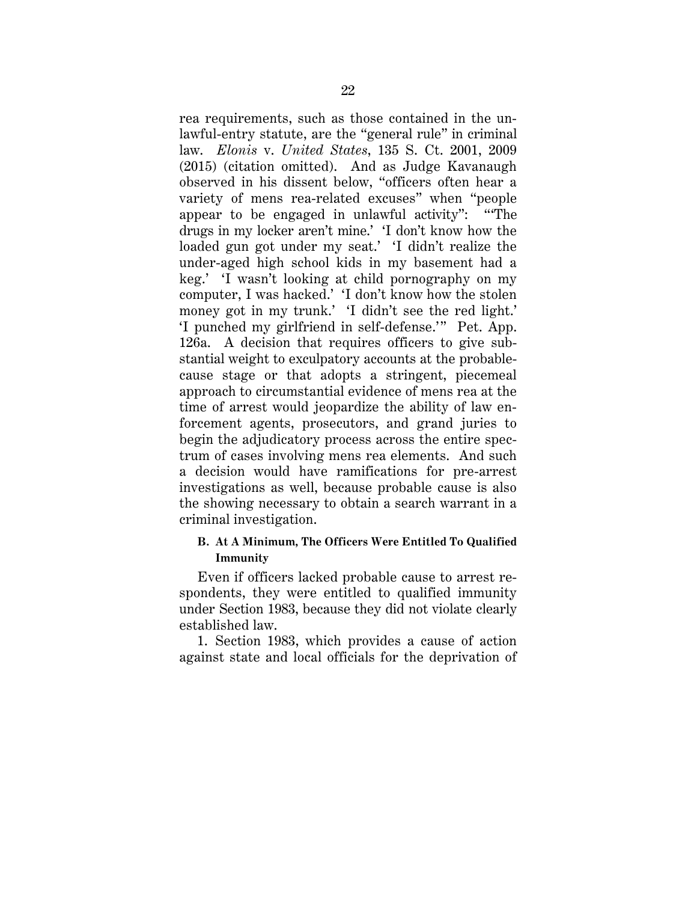rea requirements, such as those contained in the unlawful-entry statute, are the "general rule" in criminal law. *Elonis* v. *United States*, 135 S. Ct. 2001, 2009 (2015) (citation omitted). And as Judge Kavanaugh observed in his dissent below, "officers often hear a variety of mens rea-related excuses" when "people appear to be engaged in unlawful activity": "'The drugs in my locker aren't mine.' 'I don't know how the loaded gun got under my seat.' 'I didn't realize the under-aged high school kids in my basement had a keg.' 'I wasn't looking at child pornography on my computer, I was hacked.' 'I don't know how the stolen money got in my trunk.' 'I didn't see the red light.' 'I punched my girlfriend in self-defense.'" Pet. App. 126a. A decision that requires officers to give substantial weight to exculpatory accounts at the probable-cause stage or that adopts a stringent, piecemeal approach to circumstantial evidence of mens rea at the time of arrest would jeopardize the ability of law enforcement agents, prosecutors, and grand juries to begin the adjudicatory process across the entire spectrum of cases involving mens rea elements. And such a decision would have ramifications for pre-arrest investigations as well, because probable cause is also the showing necessary to obtain a search warrant in a criminal investigation.

### B. At A Minimum, The Officers Were Entitled To Qualified Immunity

Even if officers lacked probable cause to arrest respondents, they were entitled to qualified immunity under Section 1983, because they did not violate clearly established law.

1. Section 1983, which provides a cause of action against state and local officials for the deprivation of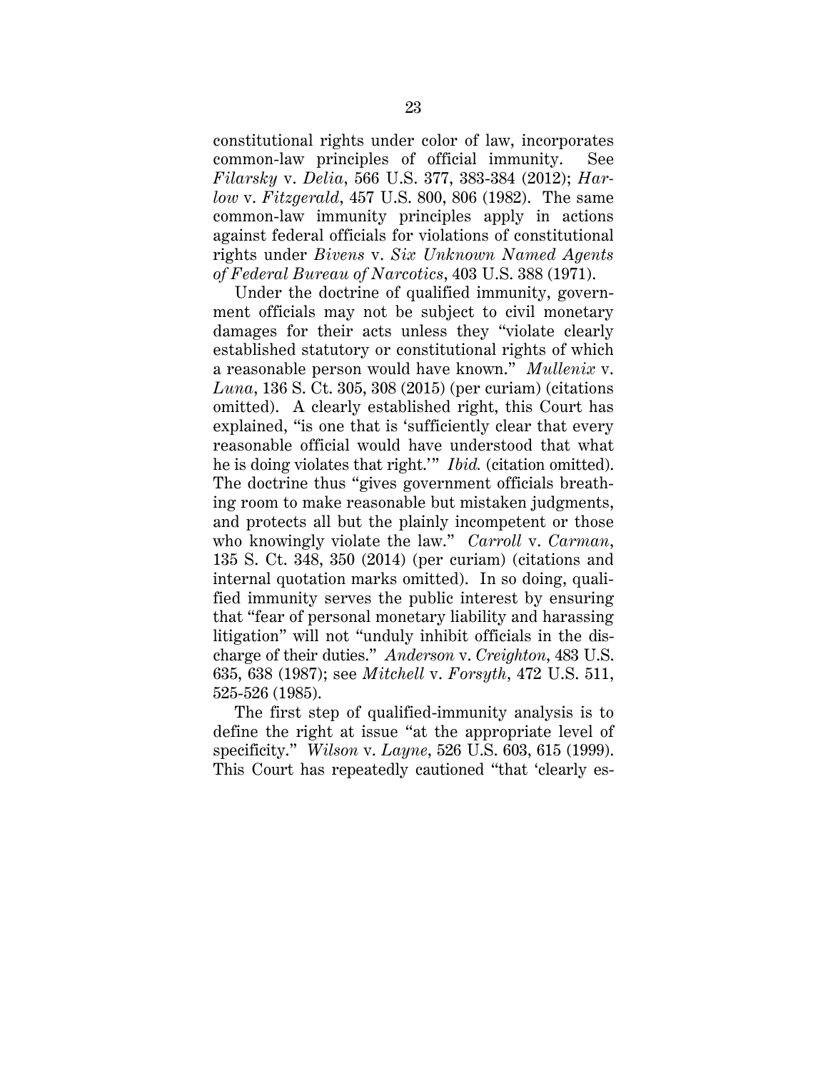constitutional rights under color of law, incorporates common-law principles of official immunity. See *Filarsky* v. *Delia*, 566 U.S. 377, 383-384 (2012); *Harlow* v. *Fitzgerald*, 457 U.S. 800, 806 (1982). The same common-law immunity principles apply in actions against federal officials for violations of constitutional rights under *Bivens* v. *Six Unknown Named Agents of Federal Bureau of Narcotics*, 403 U.S. 388 (1971).

Under the doctrine of qualified immunity, government officials may not be subject to civil monetary damages for their acts unless they "violate clearly established statutory or constitutional rights of which a reasonable person would have known." *Mullenix* v. *Luna*, 136 S. Ct. 305, 308 (2015) (per curiam) (citations omitted). A clearly established right, this Court has explained, "is one that is 'sufficiently clear that every reasonable official would have understood that what he is doing violates that right.'" *Ibid.* (citation omitted). The doctrine thus "gives government officials breathing room to make reasonable but mistaken judgments, and protects all but the plainly incompetent or those who knowingly violate the law." *Carroll* v. *Carman*, 135 S. Ct. 348, 350 (2014) (per curiam) (citations and internal quotation marks omitted). In so doing, qualified immunity serves the public interest by ensuring that "fear of personal monetary liability and harassing litigation" will not "unduly inhibit officials in the discharge of their duties." *Anderson* v. *Creighton*, 483 U.S. 635, 638 (1987); see *Mitchell* v. *Forsyth*, 472 U.S. 511, 525-526 (1985).

The first step of qualified-immunity analysis is to define the right at issue "at the appropriate level of specificity." *Wilson* v. *Layne*, 526 U.S. 603, 615 (1999). This Court has repeatedly cautioned "that 'clearly es-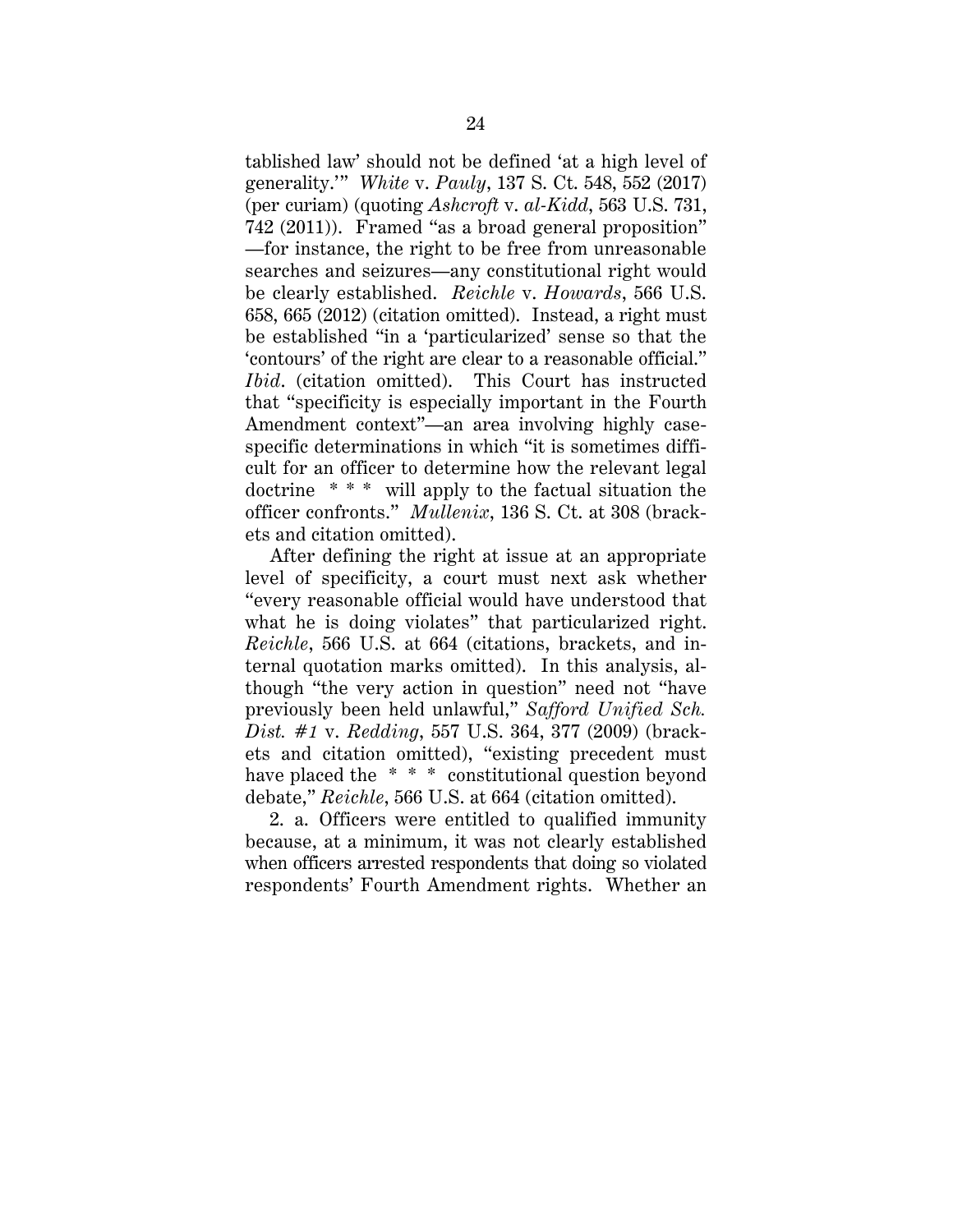tablished law' should not be defined 'at a high level of generality.'" *White* v. *Pauly*, 137 S. Ct. 548, 552 (2017) (per curiam) (quoting *Ashcroft* v. *al-Kidd*, 563 U.S. 731, 742 (2011)). Framed "as a broad general proposition" —for instance, the right to be free from unreasonable searches and seizures—any constitutional right would be clearly established. *Reichle* v. *Howards*, 566 U.S. 658, 665 (2012) (citation omitted). Instead, a right must be established "in a 'particularized' sense so that the 'contours' of the right are clear to a reasonable official." *Ibid*. (citation omitted). This Court has instructed that "specificity is especially important in the Fourth Amendment context"—an area involving highly case-specific determinations in which "it is sometimes difficult for an officer to determine how the relevant legal doctrine \* \* \* will apply to the factual situation the officer confronts." *Mullenix*, 136 S. Ct. at 308 (brackets and citation omitted).

After defining the right at issue at an appropriate level of specificity, a court must next ask whether "every reasonable official would have understood that what he is doing violates" that particularized right. *Reichle*, 566 U.S. at 664 (citations, brackets, and internal quotation marks omitted). In this analysis, although "the very action in question" need not "have previously been held unlawful," *Safford Unified Sch. Dist. #1* v. *Redding*, 557 U.S. 364, 377 (2009) (brackets and citation omitted), "existing precedent must have placed the \* \* \* constitutional question beyond debate," *Reichle*, 566 U.S. at 664 (citation omitted).

2. a. Officers were entitled to qualified immunity because, at a minimum, it was not clearly established when officers arrested respondents that doing so violated respondents' Fourth Amendment rights. Whether an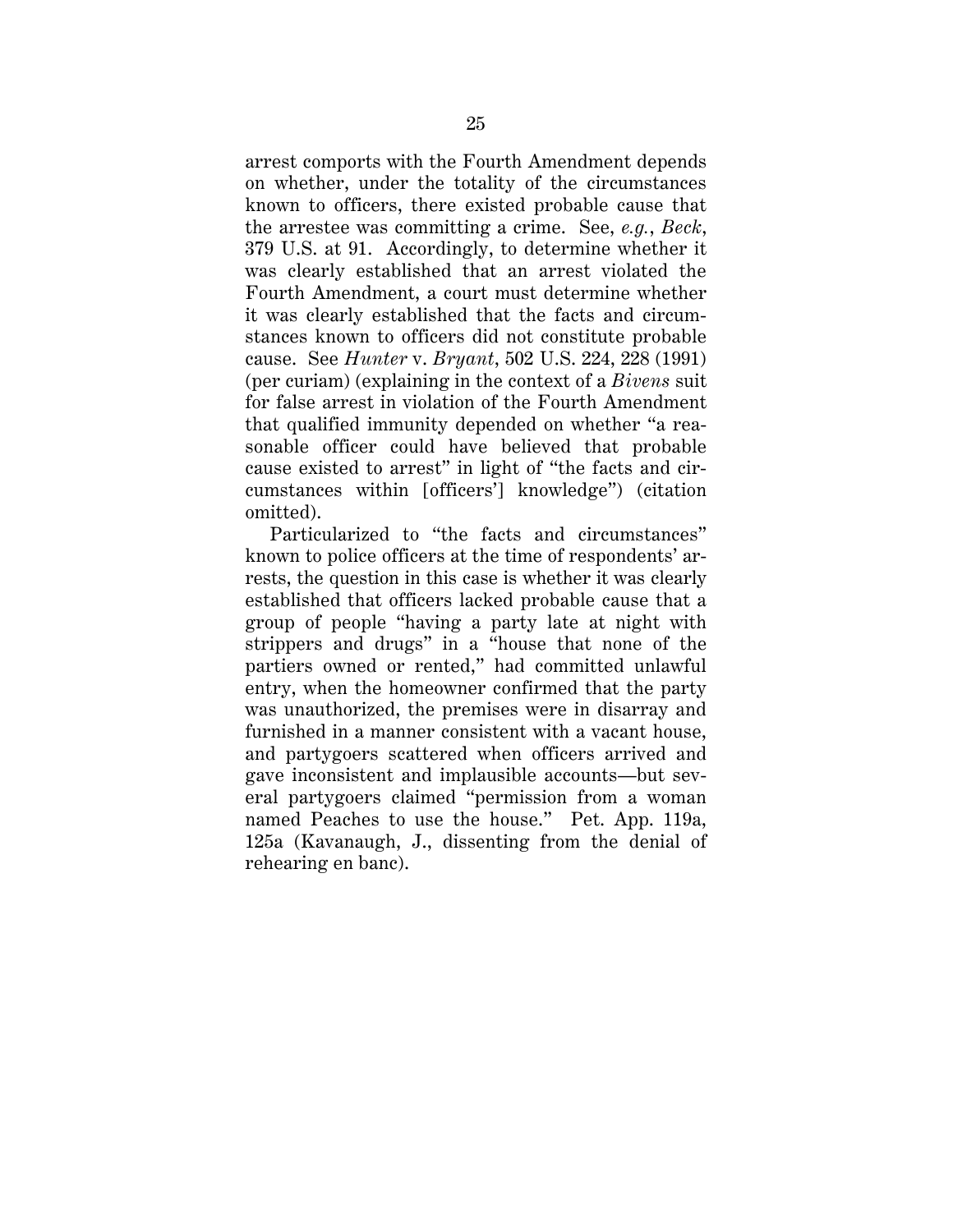arrest comports with the Fourth Amendment depends on whether, under the totality of the circumstances known to officers, there existed probable cause that the arrestee was committing a crime. See, *e.g.*, *Beck*, 379 U.S. at 91. Accordingly, to determine whether it was clearly established that an arrest violated the Fourth Amendment, a court must determine whether it was clearly established that the facts and circumstances known to officers did not constitute probable cause. See *Hunter* v. *Bryant*, 502 U.S. 224, 228 (1991) (per curiam) (explaining in the context of a *Bivens* suit for false arrest in violation of the Fourth Amendment that qualified immunity depended on whether "a reasonable officer could have believed that probable cause existed to arrest" in light of "the facts and circumstances within [officers'] knowledge") (citation omitted).

Particularized to "the facts and circumstances" known to police officers at the time of respondents' arrests, the question in this case is whether it was clearly established that officers lacked probable cause that a group of people "having a party late at night with strippers and drugs" in a "house that none of the partiers owned or rented," had committed unlawful entry, when the homeowner confirmed that the party was unauthorized, the premises were in disarray and furnished in a manner consistent with a vacant house, and partygoers scattered when officers arrived and gave inconsistent and implausible accounts—but several partygoers claimed "permission from a woman named Peaches to use the house." Pet. App. 119a, 125a (Kavanaugh, J., dissenting from the denial of rehearing en banc).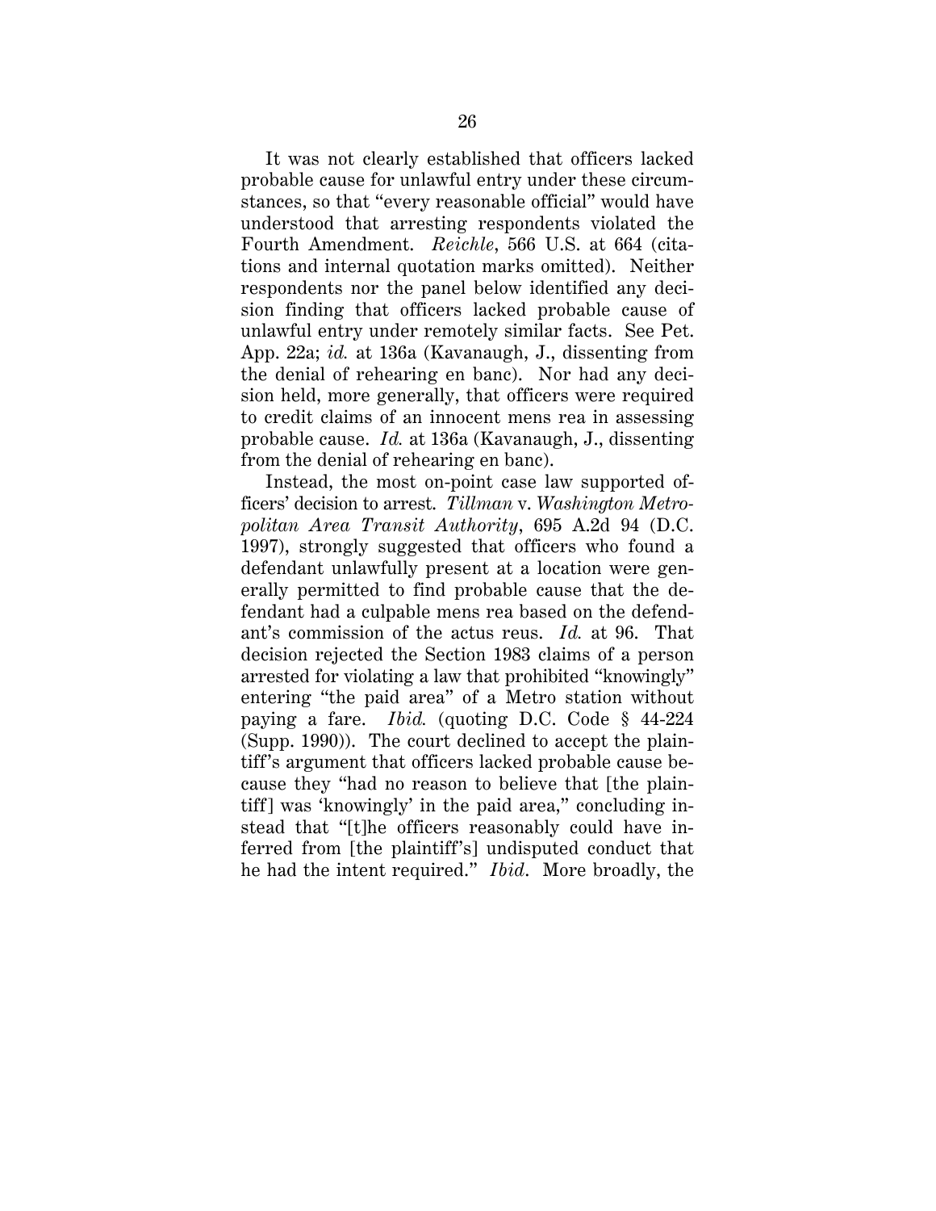It was not clearly established that officers lacked probable cause for unlawful entry under these circumstances, so that "every reasonable official" would have understood that arresting respondents violated the Fourth Amendment. *Reichle*, 566 U.S. at 664 (citations and internal quotation marks omitted). Neither respondents nor the panel below identified any decision finding that officers lacked probable cause of unlawful entry under remotely similar facts. See Pet. App. 22a; *id.* at 136a (Kavanaugh, J., dissenting from the denial of rehearing en banc). Nor had any decision held, more generally, that officers were required to credit claims of an innocent mens rea in assessing probable cause. *Id.* at 136a (Kavanaugh, J., dissenting from the denial of rehearing en banc).

Instead, the most on-point case law supported officers' decision to arrest. *Tillman* v. *Washington Metropolitan Area Transit Authority*, 695 A.2d 94 (D.C. 1997), strongly suggested that officers who found a defendant unlawfully present at a location were generally permitted to find probable cause that the defendant had a culpable mens rea based on the defendant's commission of the actus reus. *Id.* at 96. That decision rejected the Section 1983 claims of a person arrested for violating a law that prohibited "knowingly" entering "the paid area" of a Metro station without paying a fare. *Ibid.* (quoting D.C. Code § 44-224 (Supp. 1990)). The court declined to accept the plaintiff's argument that officers lacked probable cause because they "had no reason to believe that [the plaintiff] was 'knowingly' in the paid area," concluding instead that "[t]he officers reasonably could have inferred from [the plaintiff's] undisputed conduct that he had the intent required." *Ibid*. More broadly, the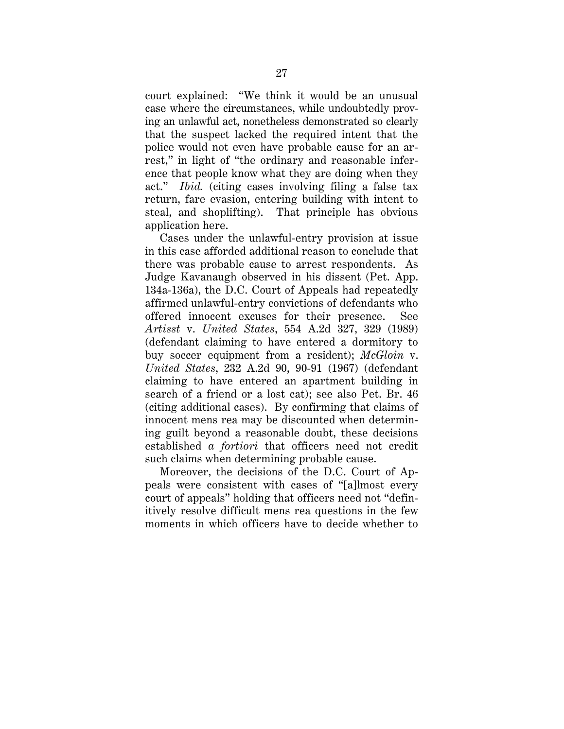court explained: "We think it would be an unusual case where the circumstances, while undoubtedly proving an unlawful act, nonetheless demonstrated so clearly that the suspect lacked the required intent that the police would not even have probable cause for an arrest," in light of "the ordinary and reasonable inference that people know what they are doing when they act." *Ibid.* (citing cases involving filing a false tax return, fare evasion, entering building with intent to steal, and shoplifting). That principle has obvious application here.

Cases under the unlawful-entry provision at issue in this case afforded additional reason to conclude that there was probable cause to arrest respondents. As Judge Kavanaugh observed in his dissent (Pet. App. 134a-136a), the D.C. Court of Appeals had repeatedly affirmed unlawful-entry convictions of defendants who offered innocent excuses for their presence. See *Artisst* v. *United States*, 554 A.2d 327, 329 (1989) (defendant claiming to have entered a dormitory to buy soccer equipment from a resident); *McGloin* v. *United States*, 232 A.2d 90, 90-91 (1967) (defendant claiming to have entered an apartment building in search of a friend or a lost cat); see also Pet. Br. 46 (citing additional cases). By confirming that claims of innocent mens rea may be discounted when determining guilt beyond a reasonable doubt, these decisions established *a fortiori* that officers need not credit such claims when determining probable cause.

Moreover, the decisions of the D.C. Court of Appeals were consistent with cases of "[a]lmost every court of appeals" holding that officers need not "definitively resolve difficult mens rea questions in the few moments in which officers have to decide whether to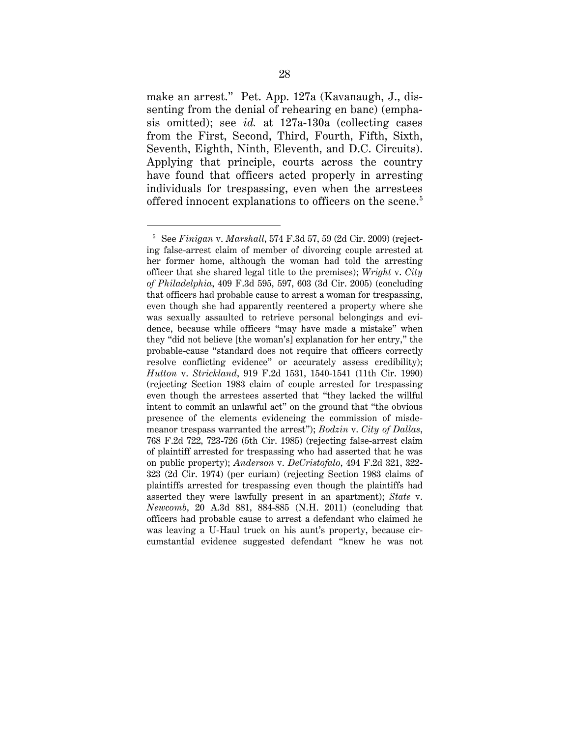make an arrest." Pet. App. 127a (Kavanaugh, J., dissenting from the denial of rehearing en banc) (emphasis omitted); see *id.* at 127a-130a (collecting cases from the First, Second, Third, Fourth, Fifth, Sixth, Seventh, Eighth, Ninth, Eleventh, and D.C. Circuits). Applying that principle, courts across the country have found that officers acted properly in arresting individuals for trespassing, even when the arrestees offered innocent explanations to officers on the scene.[5]

---

[5] See *Finigan* v. *Marshall*, 574 F.3d 57, 59 (2d Cir. 2009) (rejecting false-arrest claim of member of divorcing couple arrested at her former home, although the woman had told the arresting officer that she shared legal title to the premises); *Wright* v. *City of Philadelphia*, 409 F.3d 595, 597, 603 (3d Cir. 2005) (concluding that officers had probable cause to arrest a woman for trespassing, even though she had apparently reentered a property where she was sexually assaulted to retrieve personal belongings and evidence, because while officers "may have made a mistake" when they "did not believe [the woman's] explanation for her entry," the probable-cause "standard does not require that officers correctly resolve conflicting evidence" or accurately assess credibility); *Hutton* v. *Strickland*, 919 F.2d 1531, 1540-1541 (11th Cir. 1990) (rejecting Section 1983 claim of couple arrested for trespassing even though the arrestees asserted that "they lacked the willful intent to commit an unlawful act" on the ground that "the obvious presence of the elements evidencing the commission of misdemeanor trespass warranted the arrest"); *Bodzin* v. *City of Dallas*, 768 F.2d 722, 723-726 (5th Cir. 1985) (rejecting false-arrest claim of plaintiff arrested for trespassing who had asserted that he was on public property); *Anderson* v. *DeCristofalo*, 494 F.2d 321, 322-323 (2d Cir. 1974) (per curiam) (rejecting Section 1983 claims of plaintiffs arrested for trespassing even though the plaintiffs had asserted they were lawfully present in an apartment); *State* v. *Newcomb*, 20 A.3d 881, 884-885 (N.H. 2011) (concluding that officers had probable cause to arrest a defendant who claimed he was leaving a U-Haul truck on his aunt's property, because circumstantial evidence suggested defendant "knew he was not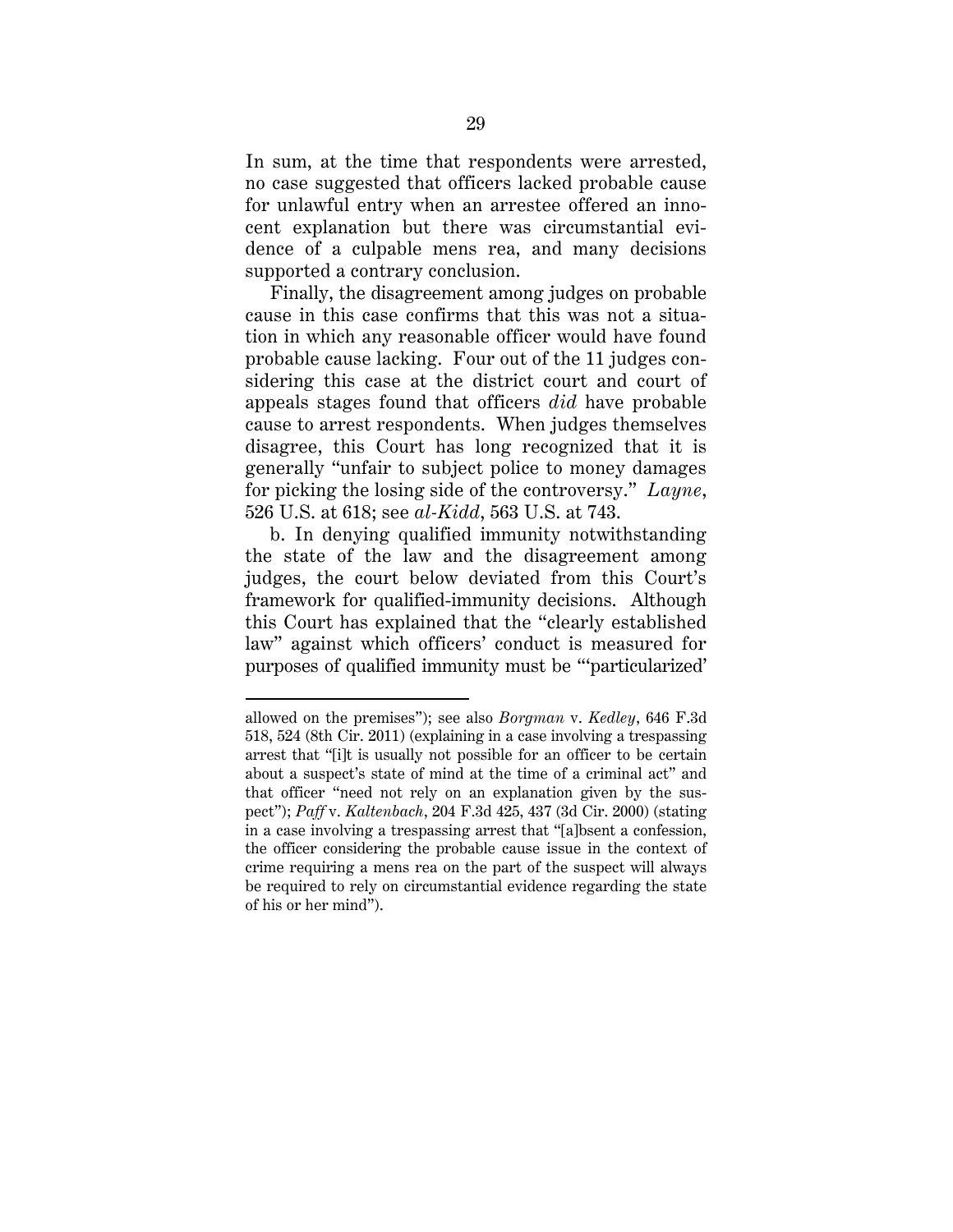In sum, at the time that respondents were arrested, no case suggested that officers lacked probable cause for unlawful entry when an arrestee offered an innocent explanation but there was circumstantial evidence of a culpable mens rea, and many decisions supported a contrary conclusion.

Finally, the disagreement among judges on probable cause in this case confirms that this was not a situation in which any reasonable officer would have found probable cause lacking. Four out of the 11 judges considering this case at the district court and court of appeals stages found that officers *did* have probable cause to arrest respondents. When judges themselves disagree, this Court has long recognized that it is generally "unfair to subject police to money damages for picking the losing side of the controversy." *Layne*, 526 U.S. at 618; see *al-Kidd*, 563 U.S. at 743.

b. In denying qualified immunity notwithstanding the state of the law and the disagreement among judges, the court below deviated from this Court's framework for qualified-immunity decisions. Although this Court has explained that the "clearly established law" against which officers' conduct is measured for purposes of qualified immunity must be "'particularized'

---

allowed on the premises"); see also *Borgman* v. *Kedley*, 646 F.3d 518, 524 (8th Cir. 2011) (explaining in a case involving a trespassing arrest that "[i]t is usually not possible for an officer to be certain about a suspect's state of mind at the time of a criminal act" and that officer "need not rely on an explanation given by the suspect"); *Paff* v. *Kaltenbach*, 204 F.3d 425, 437 (3d Cir. 2000) (stating in a case involving a trespassing arrest that "[a]bsent a confession, the officer considering the probable cause issue in the context of crime requiring a mens rea on the part of the suspect will always be required to rely on circumstantial evidence regarding the state of his or her mind").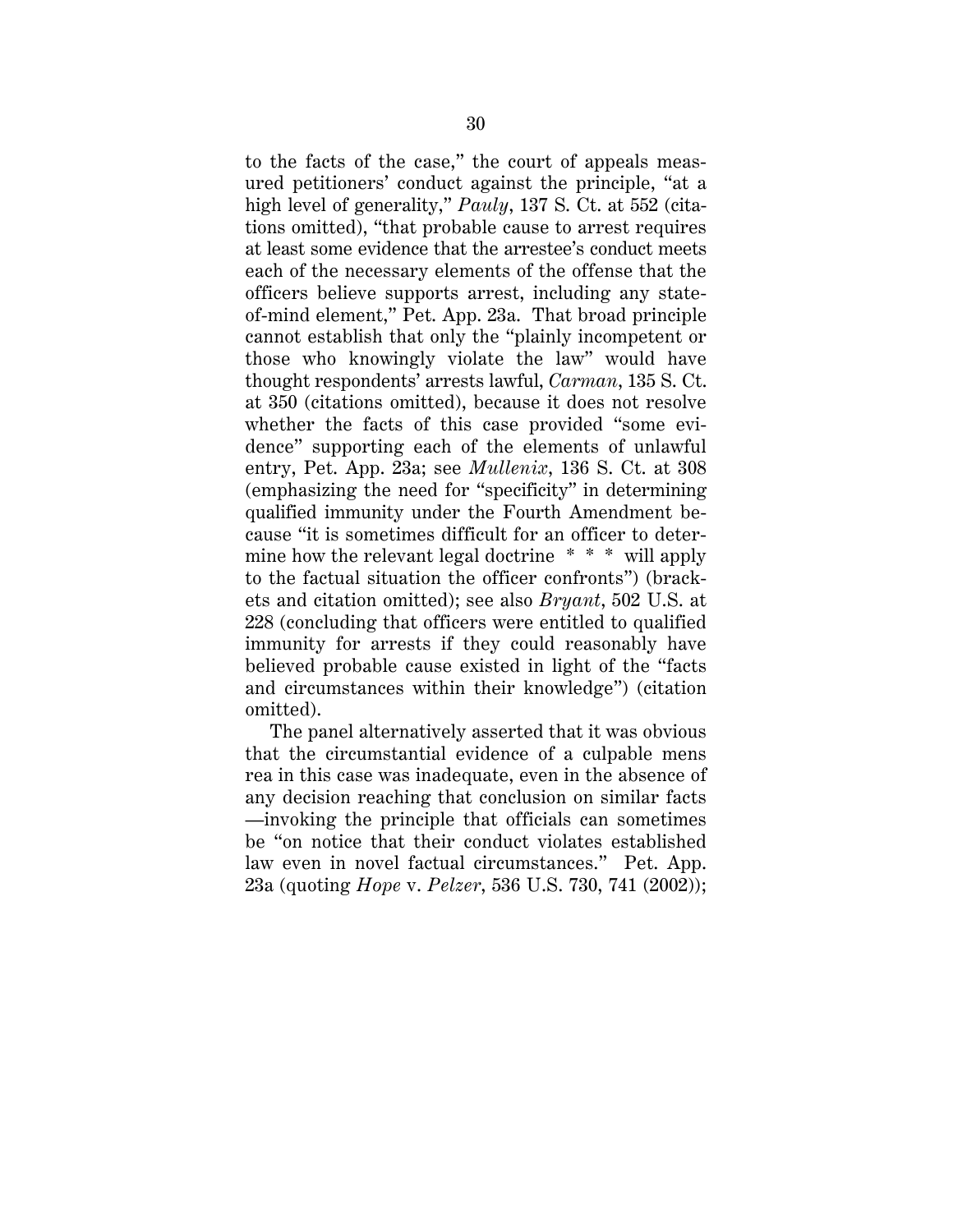to the facts of the case," the court of appeals measured petitioners' conduct against the principle, "at a high level of generality," *Pauly*, 137 S. Ct. at 552 (citations omitted), "that probable cause to arrest requires at least some evidence that the arrestee's conduct meets each of the necessary elements of the offense that the officers believe supports arrest, including any state-of-mind element," Pet. App. 23a. That broad principle cannot establish that only the "plainly incompetent or those who knowingly violate the law" would have thought respondents' arrests lawful, *Carman*, 135 S. Ct. at 350 (citations omitted), because it does not resolve whether the facts of this case provided "some evidence" supporting each of the elements of unlawful entry, Pet. App. 23a; see *Mullenix*, 136 S. Ct. at 308 (emphasizing the need for "specificity" in determining qualified immunity under the Fourth Amendment because "it is sometimes difficult for an officer to determine how the relevant legal doctrine * * * will apply to the factual situation the officer confronts") (brackets and citation omitted); see also *Bryant*, 502 U.S. at 228 (concluding that officers were entitled to qualified immunity for arrests if they could reasonably have believed probable cause existed in light of the "facts and circumstances within their knowledge") (citation omitted).

The panel alternatively asserted that it was obvious that the circumstantial evidence of a culpable mens rea in this case was inadequate, even in the absence of any decision reaching that conclusion on similar facts —invoking the principle that officials can sometimes be "on notice that their conduct violates established law even in novel factual circumstances." Pet. App. 23a (quoting *Hope* v. *Pelzer*, 536 U.S. 730, 741 (2002));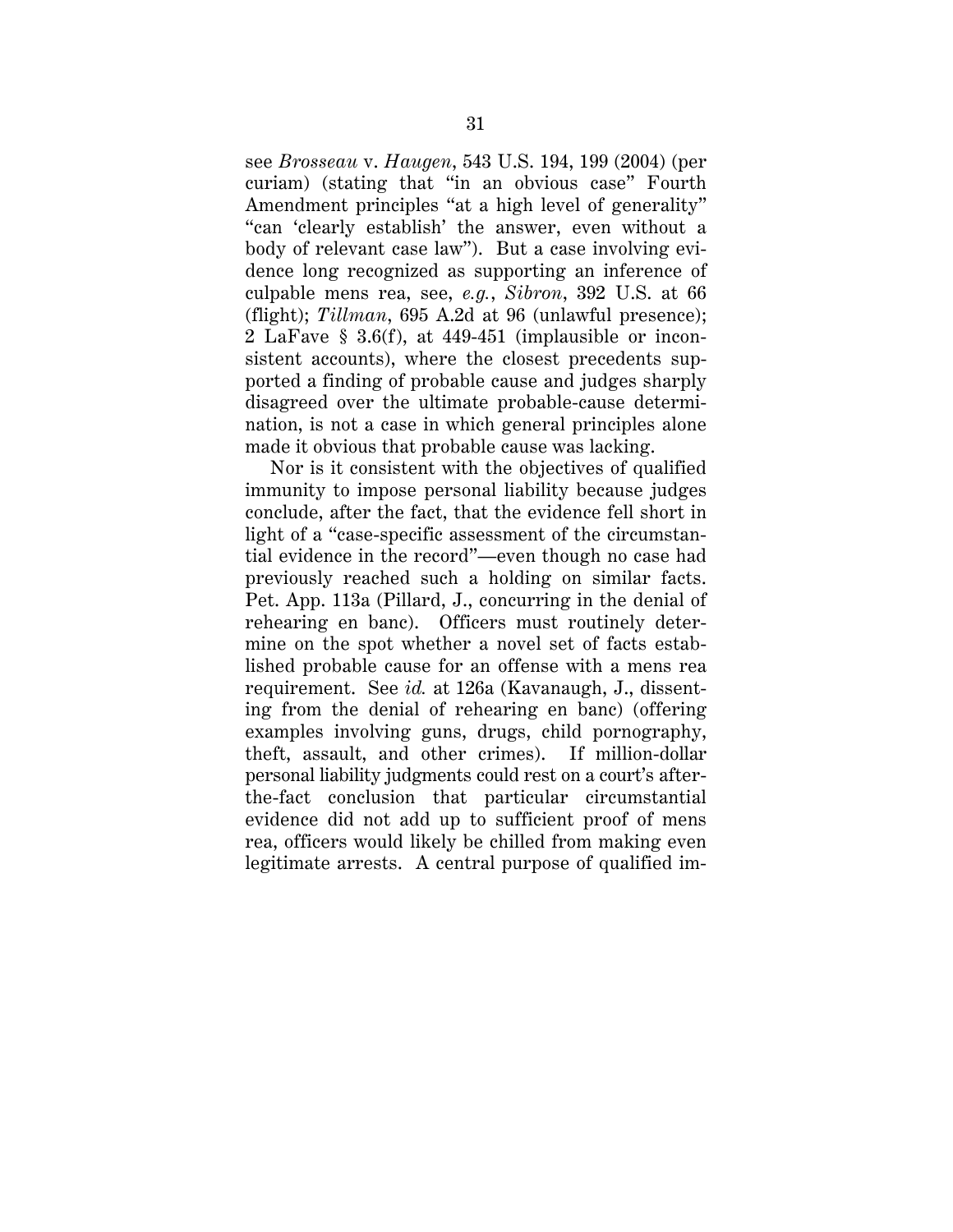see *Brosseau* v. *Haugen*, 543 U.S. 194, 199 (2004) (per curiam) (stating that "in an obvious case" Fourth Amendment principles "at a high level of generality" "can 'clearly establish' the answer, even without a body of relevant case law"). But a case involving evidence long recognized as supporting an inference of culpable mens rea, see, *e.g.*, *Sibron*, 392 U.S. at 66 (flight); *Tillman*, 695 A.2d at 96 (unlawful presence); 2 LaFave § 3.6(f), at 449-451 (implausible or inconsistent accounts), where the closest precedents supported a finding of probable cause and judges sharply disagreed over the ultimate probable-cause determination, is not a case in which general principles alone made it obvious that probable cause was lacking.

Nor is it consistent with the objectives of qualified immunity to impose personal liability because judges conclude, after the fact, that the evidence fell short in light of a "case-specific assessment of the circumstantial evidence in the record"—even though no case had previously reached such a holding on similar facts. Pet. App. 113a (Pillard, J., concurring in the denial of rehearing en banc). Officers must routinely determine on the spot whether a novel set of facts established probable cause for an offense with a mens rea requirement. See *id.* at 126a (Kavanaugh, J., dissenting from the denial of rehearing en banc) (offering examples involving guns, drugs, child pornography, theft, assault, and other crimes). If million-dollar personal liability judgments could rest on a court's after-the-fact conclusion that particular circumstantial evidence did not add up to sufficient proof of mens rea, officers would likely be chilled from making even legitimate arrests. A central purpose of qualified im-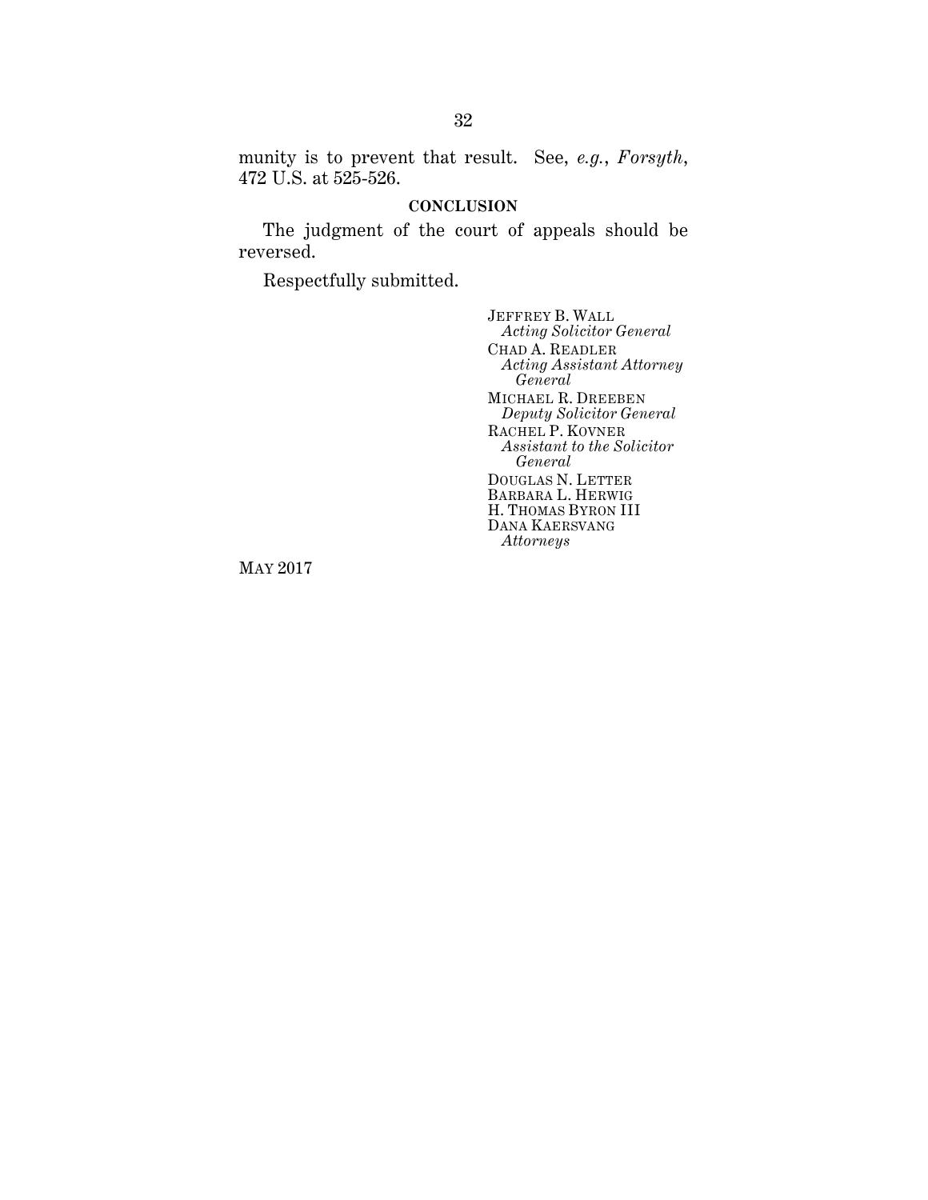munity is to prevent that result. See, *e.g.*, *Forsyth*, 472 U.S. at 525-526.

## CONCLUSION

The judgment of the court of appeals should be reversed.

Respectfully submitted.

JEFFREY B. WALL
*Acting Solicitor General*
CHAD A. READLER
*Acting Assistant Attorney General*
MICHAEL R. DREEBEN
*Deputy Solicitor General*
RACHEL P. KOVNER
*Assistant to the Solicitor General*
DOUGLAS N. LETTER
BARBARA L. HERWIG
H. THOMAS BYRON III
DANA KAERSVANG
*Attorneys*

MAY 2017